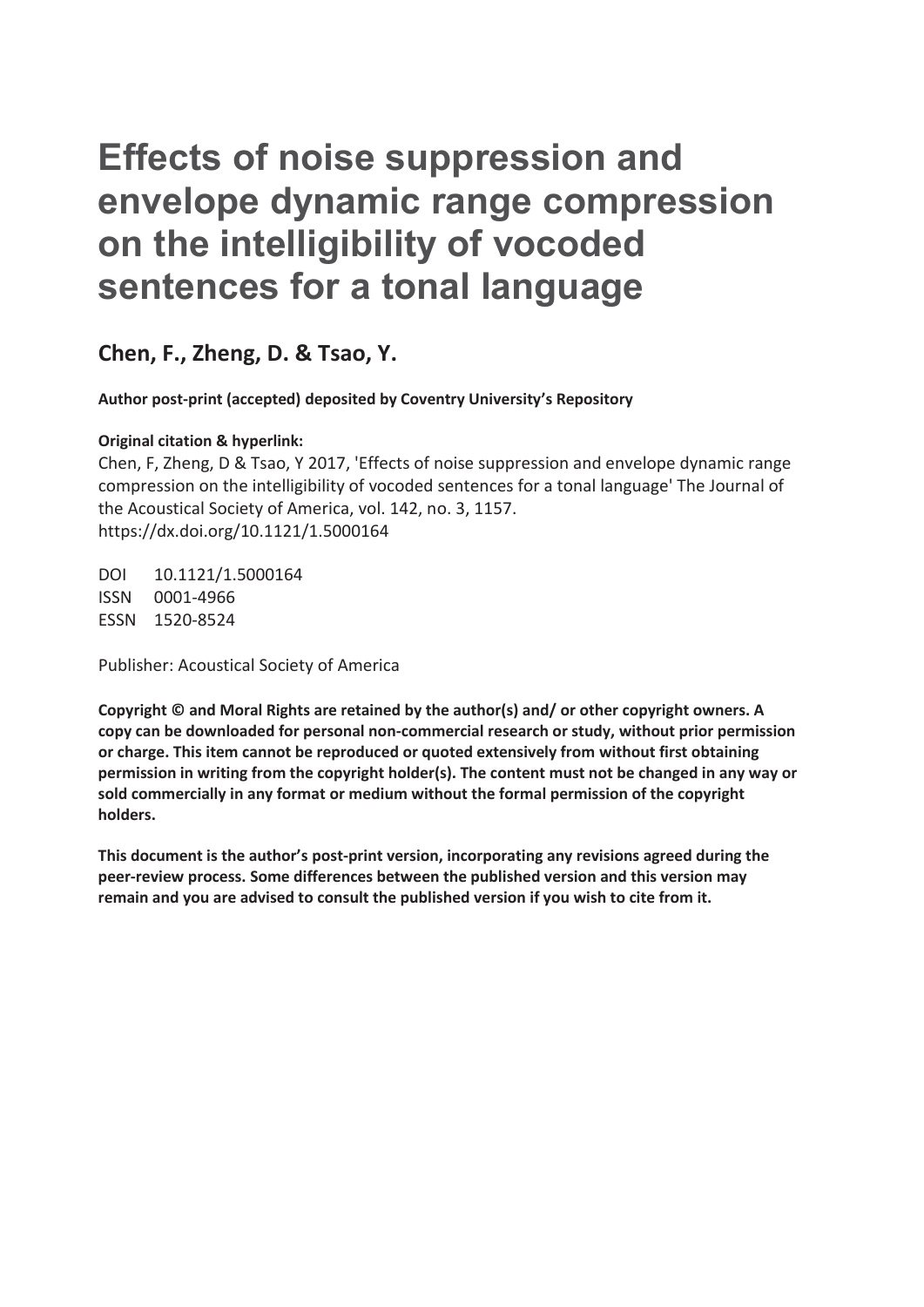# Effects of noise suppression and envelope dynamic range compression on the intelligibility of vocoded sentences for a tonal language

## Chen, F., Zheng, D. & Tsao, Y.

**Author post-print (accepted) deposited by Coventry University's Repository**

**Original citation & hyperlink:**

Chen, F, Zheng, D & Tsao, Y 2017, 'Effects of noise suppression and envelope dynamic range compression on the intelligibility of vocoded sentences for a tonal language' The Journal of the Acoustical Society of America, vol. 142, no. 3, 1157.
https://dx.doi.org/10.1121/1.5000164

DOI 10.1121/1.5000164
ISSN 0001-4966
ESSN 1520-8524

Publisher: Acoustical Society of America

**Copyright © and Moral Rights are retained by the author(s) and/ or other copyright owners. A copy can be downloaded for personal non-commercial research or study, without prior permission or charge. This item cannot be reproduced or quoted extensively from without first obtaining permission in writing from the copyright holder(s). The content must not be changed in any way or sold commercially in any format or medium without the formal permission of the copyright holders.**

**This document is the author's post-print version, incorporating any revisions agreed during the peer-review process. Some differences between the published version and this version may remain and you are advised to consult the published version if you wish to cite from it.**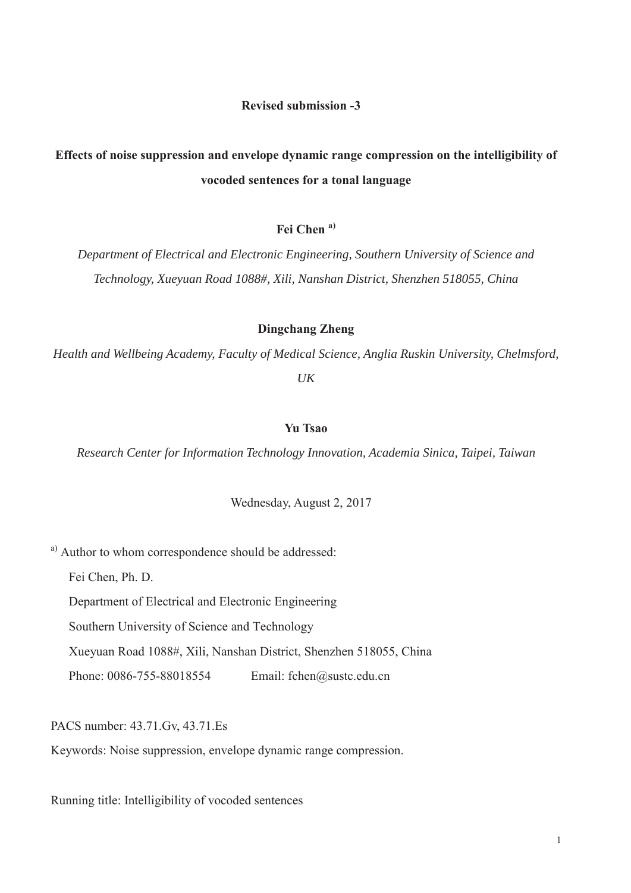**Revised submission -3**

# Effects of noise suppression and envelope dynamic range compression on the intelligibility of vocoded sentences for a tonal language

**Fei Chen** [a)]

*Department of Electrical and Electronic Engineering, Southern University of Science and Technology, Xueyuan Road 1088#, Xili, Nanshan District, Shenzhen 518055, China*

**Dingchang Zheng**

*Health and Wellbeing Academy, Faculty of Medical Science, Anglia Ruskin University, Chelmsford, UK*

**Yu Tsao**

*Research Center for Information Technology Innovation, Academia Sinica, Taipei, Taiwan*

Wednesday, August 2, 2017

[a)] Author to whom correspondence should be addressed:

Fei Chen, Ph. D.

Department of Electrical and Electronic Engineering

Southern University of Science and Technology

Xueyuan Road 1088#, Xili, Nanshan District, Shenzhen 518055, China

Phone: 0086-755-88018554 Email: fchen@sustc.edu.cn

PACS number: 43.71.Gv, 43.71.Es

Keywords: Noise suppression, envelope dynamic range compression.

Running title: Intelligibility of vocoded sentences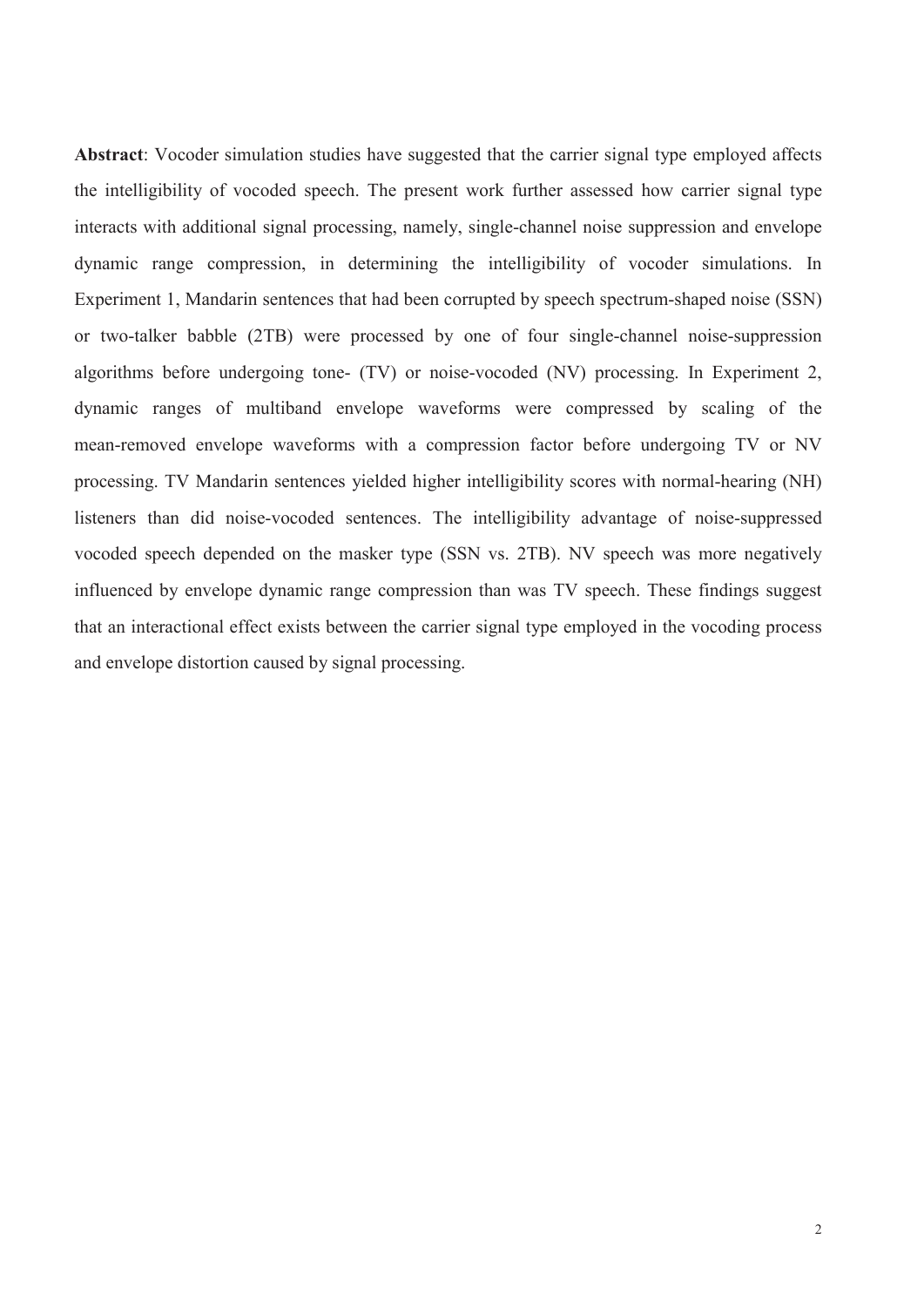**Abstract**: Vocoder simulation studies have suggested that the carrier signal type employed affects the intelligibility of vocoded speech. The present work further assessed how carrier signal type interacts with additional signal processing, namely, single-channel noise suppression and envelope dynamic range compression, in determining the intelligibility of vocoder simulations. In Experiment 1, Mandarin sentences that had been corrupted by speech spectrum-shaped noise (SSN) or two-talker babble (2TB) were processed by one of four single-channel noise-suppression algorithms before undergoing tone- (TV) or noise-vocoded (NV) processing. In Experiment 2, dynamic ranges of multiband envelope waveforms were compressed by scaling of the mean-removed envelope waveforms with a compression factor before undergoing TV or NV processing. TV Mandarin sentences yielded higher intelligibility scores with normal-hearing (NH) listeners than did noise-vocoded sentences. The intelligibility advantage of noise-suppressed vocoded speech depended on the masker type (SSN vs. 2TB). NV speech was more negatively influenced by envelope dynamic range compression than was TV speech. These findings suggest that an interactional effect exists between the carrier signal type employed in the vocoding process and envelope distortion caused by signal processing.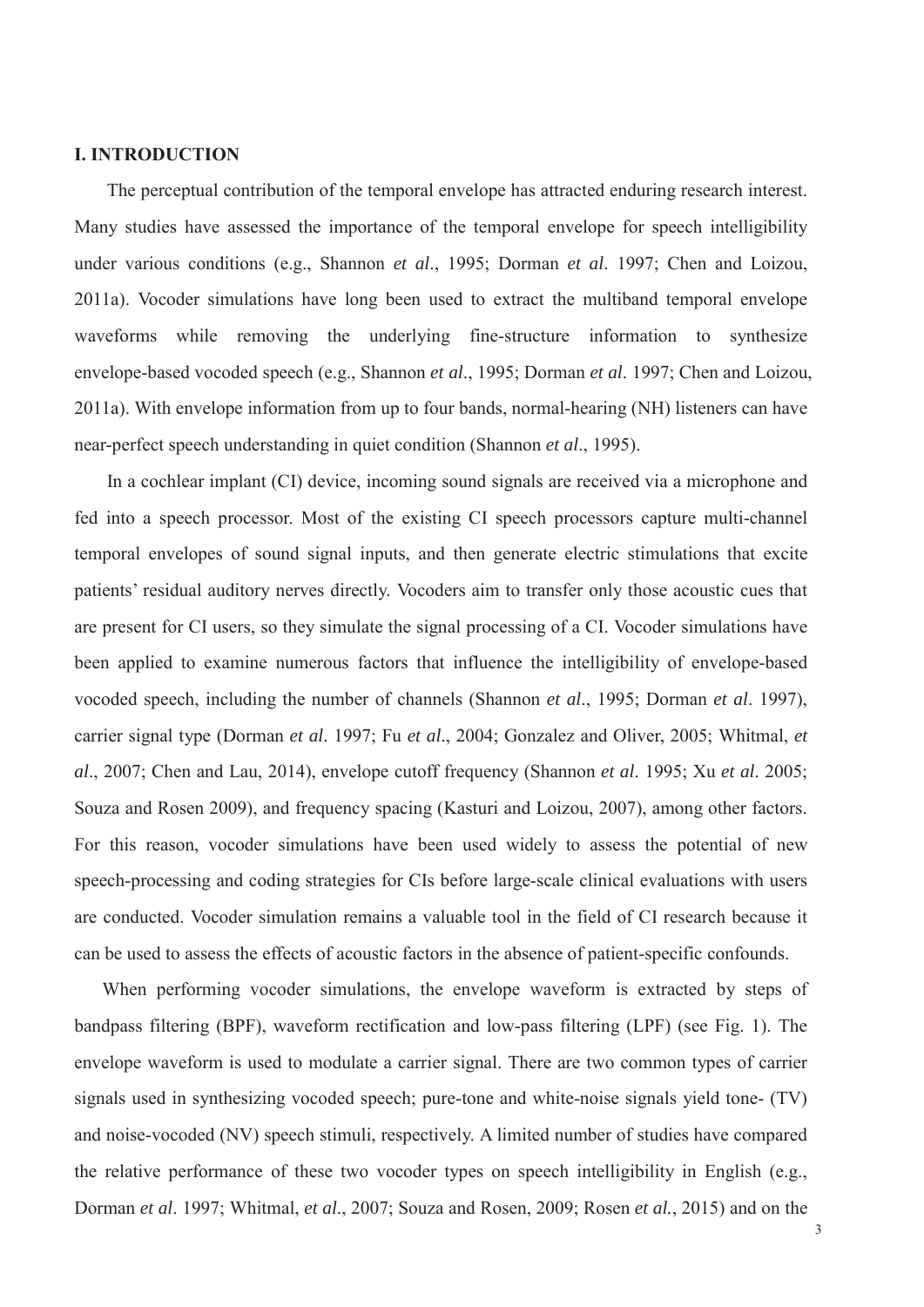## I. INTRODUCTION

The perceptual contribution of the temporal envelope has attracted enduring research interest. Many studies have assessed the importance of the temporal envelope for speech intelligibility under various conditions (e.g., Shannon *et al*., 1995; Dorman *et al*. 1997; Chen and Loizou, 2011a). Vocoder simulations have long been used to extract the multiband temporal envelope waveforms while removing the underlying fine-structure information to synthesize envelope-based vocoded speech (e.g., Shannon *et al*., 1995; Dorman *et al*. 1997; Chen and Loizou, 2011a). With envelope information from up to four bands, normal-hearing (NH) listeners can have near-perfect speech understanding in quiet condition (Shannon *et al*., 1995).

In a cochlear implant (CI) device, incoming sound signals are received via a microphone and fed into a speech processor. Most of the existing CI speech processors capture multi-channel temporal envelopes of sound signal inputs, and then generate electric stimulations that excite patients' residual auditory nerves directly. Vocoders aim to transfer only those acoustic cues that are present for CI users, so they simulate the signal processing of a CI. Vocoder simulations have been applied to examine numerous factors that influence the intelligibility of envelope-based vocoded speech, including the number of channels (Shannon *et al*., 1995; Dorman *et al*. 1997), carrier signal type (Dorman *et al*. 1997; Fu *et al*., 2004; Gonzalez and Oliver, 2005; Whitmal, *et al*., 2007; Chen and Lau, 2014), envelope cutoff frequency (Shannon *et al*. 1995; Xu *et al*. 2005; Souza and Rosen 2009), and frequency spacing (Kasturi and Loizou, 2007), among other factors. For this reason, vocoder simulations have been used widely to assess the potential of new speech-processing and coding strategies for CIs before large-scale clinical evaluations with users are conducted. Vocoder simulation remains a valuable tool in the field of CI research because it can be used to assess the effects of acoustic factors in the absence of patient-specific confounds.

When performing vocoder simulations, the envelope waveform is extracted by steps of bandpass filtering (BPF), waveform rectification and low-pass filtering (LPF) (see Fig. 1). The envelope waveform is used to modulate a carrier signal. There are two common types of carrier signals used in synthesizing vocoded speech; pure-tone and white-noise signals yield tone- (TV) and noise-vocoded (NV) speech stimuli, respectively. A limited number of studies have compared the relative performance of these two vocoder types on speech intelligibility in English (e.g., Dorman *et al*. 1997; Whitmal, *et al*., 2007; Souza and Rosen, 2009; Rosen *et al.*, 2015) and on the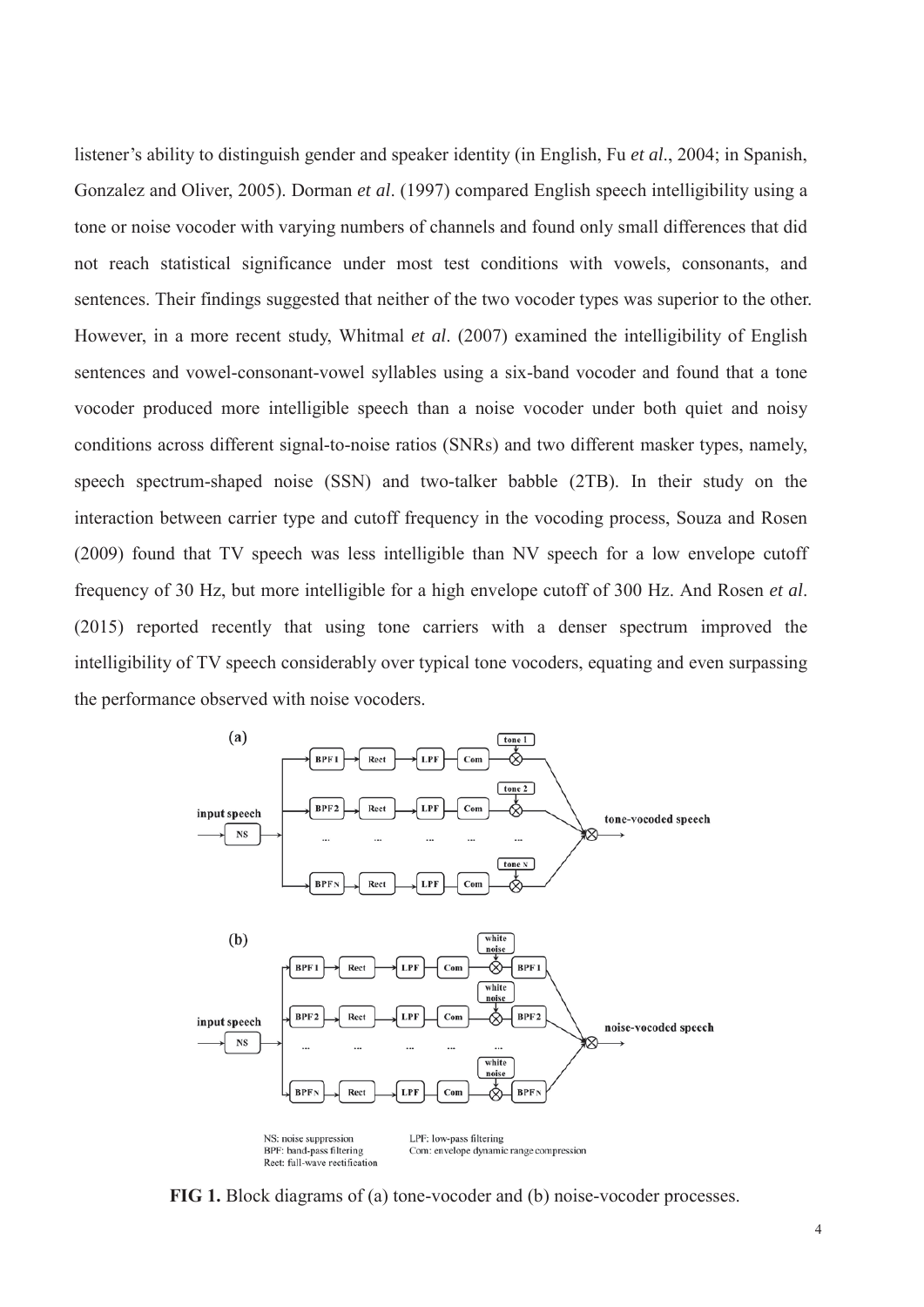listener's ability to distinguish gender and speaker identity (in English, Fu *et al*., 2004; in Spanish, Gonzalez and Oliver, 2005). Dorman *et al*. (1997) compared English speech intelligibility using a tone or noise vocoder with varying numbers of channels and found only small differences that did not reach statistical significance under most test conditions with vowels, consonants, and sentences. Their findings suggested that neither of the two vocoder types was superior to the other. However, in a more recent study, Whitmal *et al*. (2007) examined the intelligibility of English sentences and vowel-consonant-vowel syllables using a six-band vocoder and found that a tone vocoder produced more intelligible speech than a noise vocoder under both quiet and noisy conditions across different signal-to-noise ratios (SNRs) and two different masker types, namely, speech spectrum-shaped noise (SSN) and two-talker babble (2TB). In their study on the interaction between carrier type and cutoff frequency in the vocoding process, Souza and Rosen (2009) found that TV speech was less intelligible than NV speech for a low envelope cutoff frequency of 30 Hz, but more intelligible for a high envelope cutoff of 300 Hz. And Rosen *et al*. (2015) reported recently that using tone carriers with a denser spectrum improved the intelligibility of TV speech considerably over typical tone vocoders, equating and even surpassing the performance observed with noise vocoders.

**FIG 1.** Block diagrams of (a) tone-vocoder and (b) noise-vocoder processes.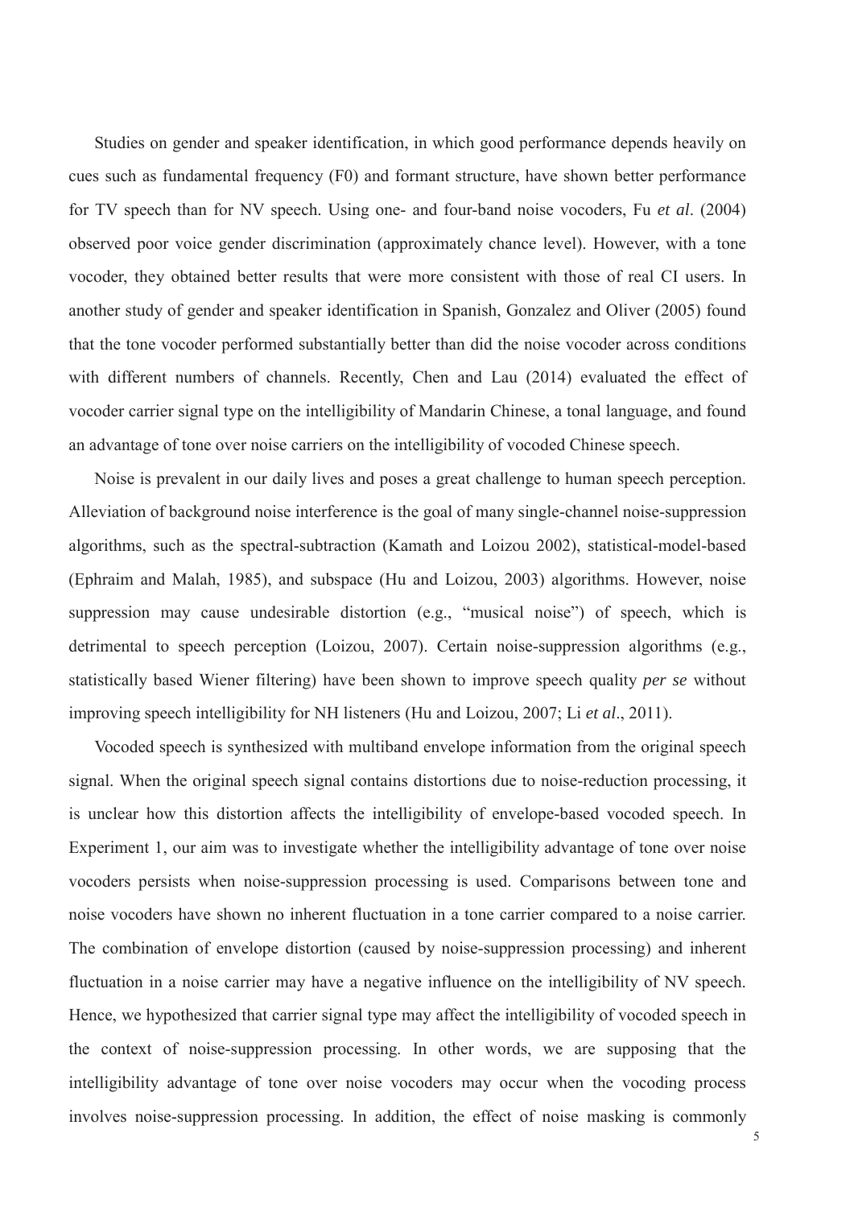Studies on gender and speaker identification, in which good performance depends heavily on cues such as fundamental frequency (F0) and formant structure, have shown better performance for TV speech than for NV speech. Using one- and four-band noise vocoders, Fu *et al*. (2004) observed poor voice gender discrimination (approximately chance level). However, with a tone vocoder, they obtained better results that were more consistent with those of real CI users. In another study of gender and speaker identification in Spanish, Gonzalez and Oliver (2005) found that the tone vocoder performed substantially better than did the noise vocoder across conditions with different numbers of channels. Recently, Chen and Lau (2014) evaluated the effect of vocoder carrier signal type on the intelligibility of Mandarin Chinese, a tonal language, and found an advantage of tone over noise carriers on the intelligibility of vocoded Chinese speech.

Noise is prevalent in our daily lives and poses a great challenge to human speech perception. Alleviation of background noise interference is the goal of many single-channel noise-suppression algorithms, such as the spectral-subtraction (Kamath and Loizou 2002), statistical-model-based (Ephraim and Malah, 1985), and subspace (Hu and Loizou, 2003) algorithms. However, noise suppression may cause undesirable distortion (e.g., "musical noise") of speech, which is detrimental to speech perception (Loizou, 2007). Certain noise-suppression algorithms (e.g., statistically based Wiener filtering) have been shown to improve speech quality *per se* without improving speech intelligibility for NH listeners (Hu and Loizou, 2007; Li *et al*., 2011).

Vocoded speech is synthesized with multiband envelope information from the original speech signal. When the original speech signal contains distortions due to noise-reduction processing, it is unclear how this distortion affects the intelligibility of envelope-based vocoded speech. In Experiment 1, our aim was to investigate whether the intelligibility advantage of tone over noise vocoders persists when noise-suppression processing is used. Comparisons between tone and noise vocoders have shown no inherent fluctuation in a tone carrier compared to a noise carrier. The combination of envelope distortion (caused by noise-suppression processing) and inherent fluctuation in a noise carrier may have a negative influence on the intelligibility of NV speech. Hence, we hypothesized that carrier signal type may affect the intelligibility of vocoded speech in the context of noise-suppression processing. In other words, we are supposing that the intelligibility advantage of tone over noise vocoders may occur when the vocoding process involves noise-suppression processing. In addition, the effect of noise masking is commonly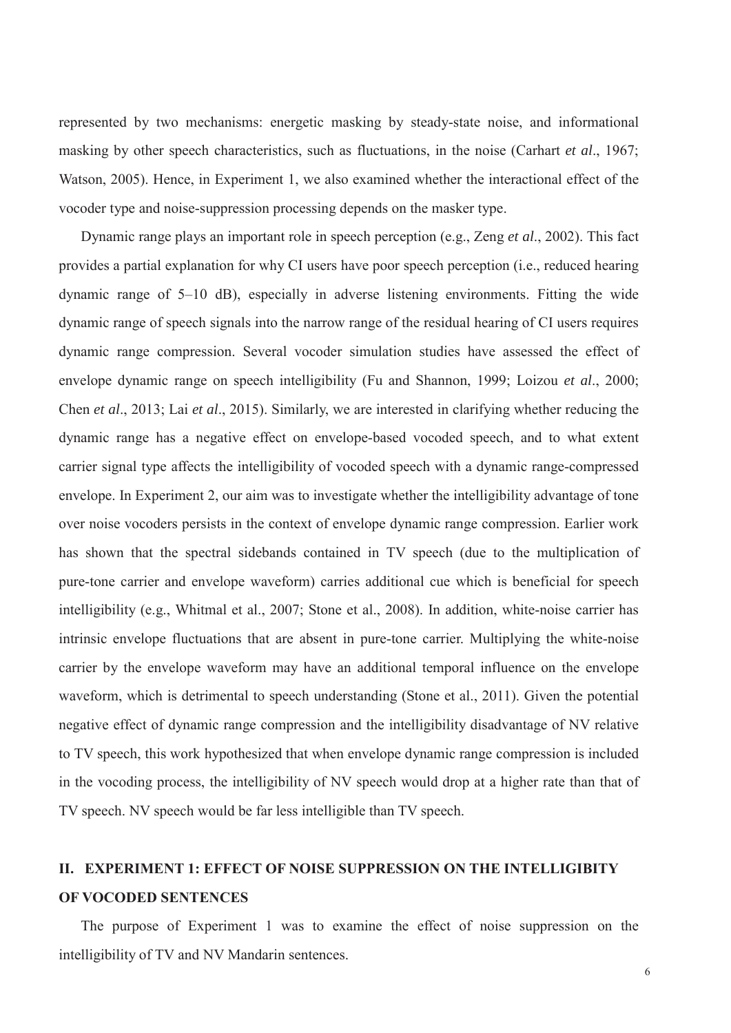represented by two mechanisms: energetic masking by steady-state noise, and informational masking by other speech characteristics, such as fluctuations, in the noise (Carhart *et al*., 1967; Watson, 2005). Hence, in Experiment 1, we also examined whether the interactional effect of the vocoder type and noise-suppression processing depends on the masker type.

Dynamic range plays an important role in speech perception (e.g., Zeng *et al*., 2002). This fact provides a partial explanation for why CI users have poor speech perception (i.e., reduced hearing dynamic range of 5–10 dB), especially in adverse listening environments. Fitting the wide dynamic range of speech signals into the narrow range of the residual hearing of CI users requires dynamic range compression. Several vocoder simulation studies have assessed the effect of envelope dynamic range on speech intelligibility (Fu and Shannon, 1999; Loizou *et al*., 2000; Chen *et al*., 2013; Lai *et al*., 2015). Similarly, we are interested in clarifying whether reducing the dynamic range has a negative effect on envelope-based vocoded speech, and to what extent carrier signal type affects the intelligibility of vocoded speech with a dynamic range-compressed envelope. In Experiment 2, our aim was to investigate whether the intelligibility advantage of tone over noise vocoders persists in the context of envelope dynamic range compression. Earlier work has shown that the spectral sidebands contained in TV speech (due to the multiplication of pure-tone carrier and envelope waveform) carries additional cue which is beneficial for speech intelligibility (e.g., Whitmal et al., 2007; Stone et al., 2008). In addition, white-noise carrier has intrinsic envelope fluctuations that are absent in pure-tone carrier. Multiplying the white-noise carrier by the envelope waveform may have an additional temporal influence on the envelope waveform, which is detrimental to speech understanding (Stone et al., 2011). Given the potential negative effect of dynamic range compression and the intelligibility disadvantage of NV relative to TV speech, this work hypothesized that when envelope dynamic range compression is included in the vocoding process, the intelligibility of NV speech would drop at a higher rate than that of TV speech. NV speech would be far less intelligible than TV speech.

## II. EXPERIMENT 1: EFFECT OF NOISE SUPPRESSION ON THE INTELLIGIBITY OF VOCODED SENTENCES

The purpose of Experiment 1 was to examine the effect of noise suppression on the intelligibility of TV and NV Mandarin sentences.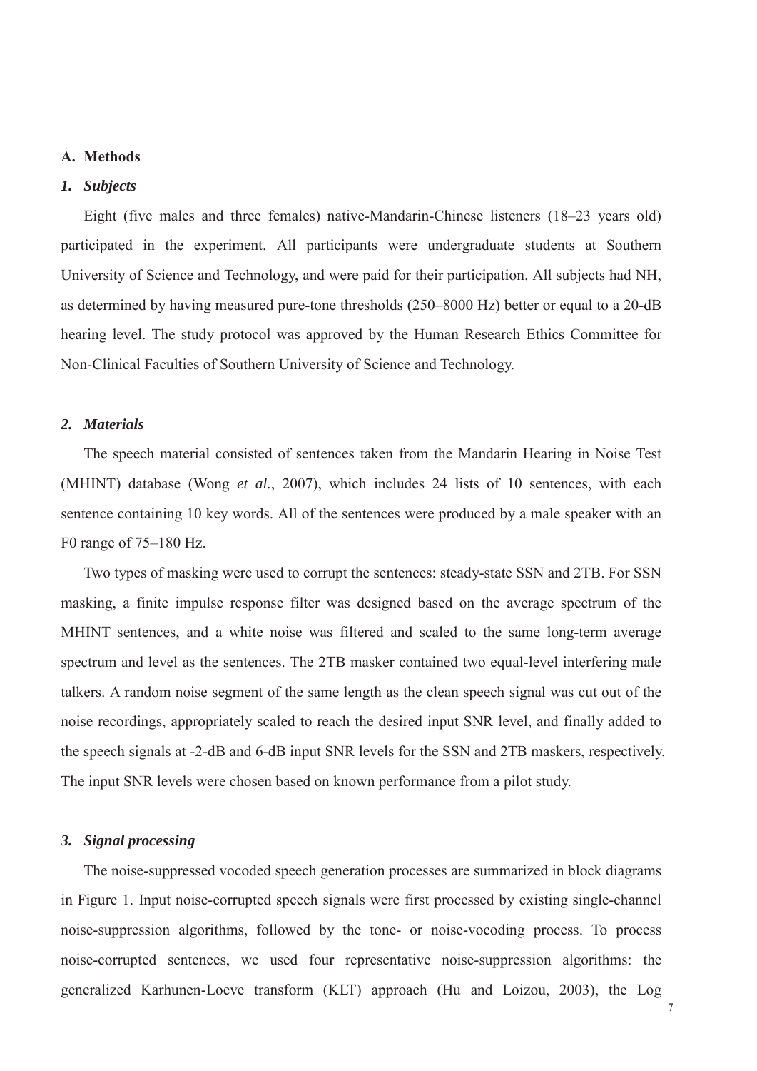## A. Methods

### *1. Subjects*

Eight (five males and three females) native-Mandarin-Chinese listeners (18–23 years old) participated in the experiment. All participants were undergraduate students at Southern University of Science and Technology, and were paid for their participation. All subjects had NH, as determined by having measured pure-tone thresholds (250–8000 Hz) better or equal to a 20-dB hearing level. The study protocol was approved by the Human Research Ethics Committee for Non-Clinical Faculties of Southern University of Science and Technology.

### *2. Materials*

The speech material consisted of sentences taken from the Mandarin Hearing in Noise Test (MHINT) database (Wong *et al.*, 2007), which includes 24 lists of 10 sentences, with each sentence containing 10 key words. All of the sentences were produced by a male speaker with an F0 range of 75–180 Hz.

Two types of masking were used to corrupt the sentences: steady-state SSN and 2TB. For SSN masking, a finite impulse response filter was designed based on the average spectrum of the MHINT sentences, and a white noise was filtered and scaled to the same long-term average spectrum and level as the sentences. The 2TB masker contained two equal-level interfering male talkers. A random noise segment of the same length as the clean speech signal was cut out of the noise recordings, appropriately scaled to reach the desired input SNR level, and finally added to the speech signals at -2-dB and 6-dB input SNR levels for the SSN and 2TB maskers, respectively. The input SNR levels were chosen based on known performance from a pilot study.

### *3. Signal processing*

The noise-suppressed vocoded speech generation processes are summarized in block diagrams in Figure 1. Input noise-corrupted speech signals were first processed by existing single-channel noise-suppression algorithms, followed by the tone- or noise-vocoding process. To process noise-corrupted sentences, we used four representative noise-suppression algorithms: the generalized Karhunen-Loeve transform (KLT) approach (Hu and Loizou, 2003), the Log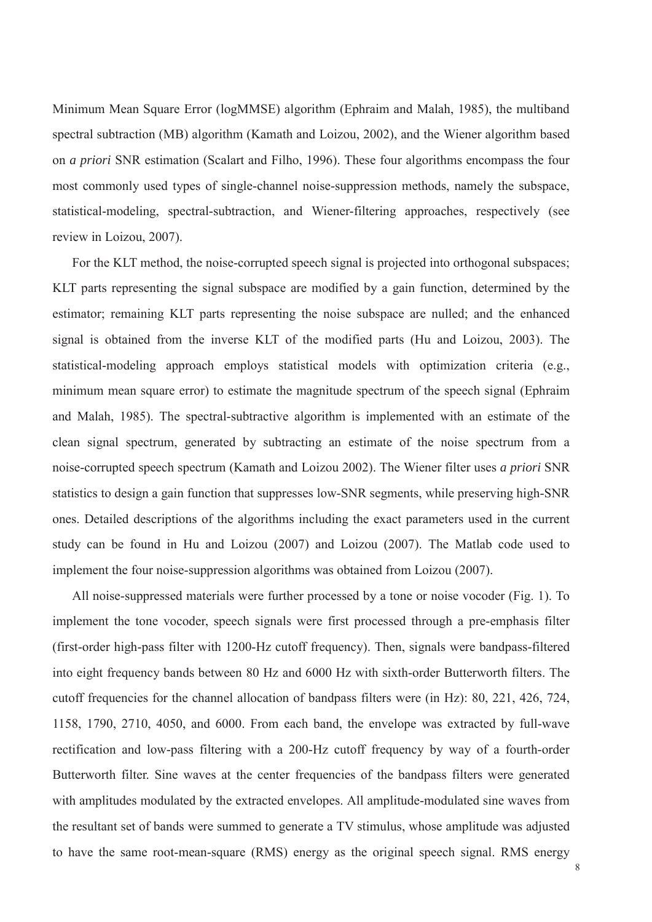Minimum Mean Square Error (logMMSE) algorithm (Ephraim and Malah, 1985), the multiband spectral subtraction (MB) algorithm (Kamath and Loizou, 2002), and the Wiener algorithm based on *a priori* SNR estimation (Scalart and Filho, 1996). These four algorithms encompass the four most commonly used types of single-channel noise-suppression methods, namely the subspace, statistical-modeling, spectral-subtraction, and Wiener-filtering approaches, respectively (see review in Loizou, 2007).

For the KLT method, the noise-corrupted speech signal is projected into orthogonal subspaces; KLT parts representing the signal subspace are modified by a gain function, determined by the estimator; remaining KLT parts representing the noise subspace are nulled; and the enhanced signal is obtained from the inverse KLT of the modified parts (Hu and Loizou, 2003). The statistical-modeling approach employs statistical models with optimization criteria (e.g., minimum mean square error) to estimate the magnitude spectrum of the speech signal (Ephraim and Malah, 1985). The spectral-subtractive algorithm is implemented with an estimate of the clean signal spectrum, generated by subtracting an estimate of the noise spectrum from a noise-corrupted speech spectrum (Kamath and Loizou 2002). The Wiener filter uses *a priori* SNR statistics to design a gain function that suppresses low-SNR segments, while preserving high-SNR ones. Detailed descriptions of the algorithms including the exact parameters used in the current study can be found in Hu and Loizou (2007) and Loizou (2007). The Matlab code used to implement the four noise-suppression algorithms was obtained from Loizou (2007).

All noise-suppressed materials were further processed by a tone or noise vocoder (Fig. 1). To implement the tone vocoder, speech signals were first processed through a pre-emphasis filter (first-order high-pass filter with 1200-Hz cutoff frequency). Then, signals were bandpass-filtered into eight frequency bands between 80 Hz and 6000 Hz with sixth-order Butterworth filters. The cutoff frequencies for the channel allocation of bandpass filters were (in Hz): 80, 221, 426, 724, 1158, 1790, 2710, 4050, and 6000. From each band, the envelope was extracted by full-wave rectification and low-pass filtering with a 200-Hz cutoff frequency by way of a fourth-order Butterworth filter. Sine waves at the center frequencies of the bandpass filters were generated with amplitudes modulated by the extracted envelopes. All amplitude-modulated sine waves from the resultant set of bands were summed to generate a TV stimulus, whose amplitude was adjusted to have the same root-mean-square (RMS) energy as the original speech signal. RMS energy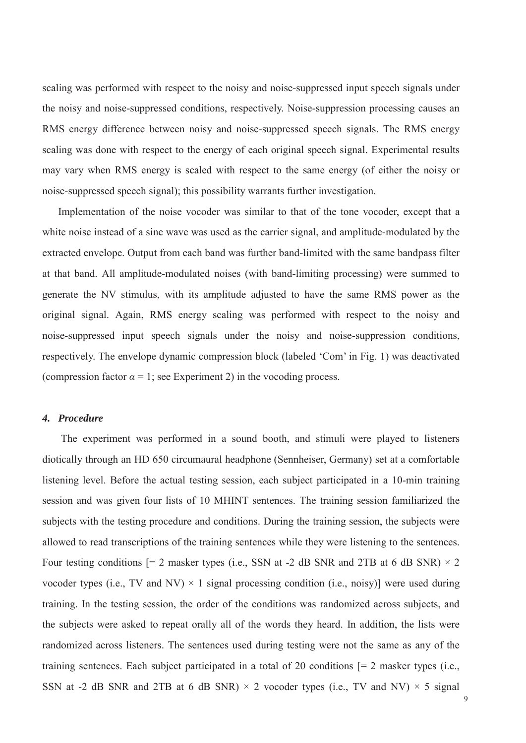scaling was performed with respect to the noisy and noise-suppressed input speech signals under the noisy and noise-suppressed conditions, respectively. Noise-suppression processing causes an RMS energy difference between noisy and noise-suppressed speech signals. The RMS energy scaling was done with respect to the energy of each original speech signal. Experimental results may vary when RMS energy is scaled with respect to the same energy (of either the noisy or noise-suppressed speech signal); this possibility warrants further investigation.

Implementation of the noise vocoder was similar to that of the tone vocoder, except that a white noise instead of a sine wave was used as the carrier signal, and amplitude-modulated by the extracted envelope. Output from each band was further band-limited with the same bandpass filter at that band. All amplitude-modulated noises (with band-limiting processing) were summed to generate the NV stimulus, with its amplitude adjusted to have the same RMS power as the original signal. Again, RMS energy scaling was performed with respect to the noisy and noise-suppressed input speech signals under the noisy and noise-suppression conditions, respectively. The envelope dynamic compression block (labeled 'Com' in Fig. 1) was deactivated (compression factor $\alpha = 1$; see Experiment 2) in the vocoding process.

#### *4. Procedure*

The experiment was performed in a sound booth, and stimuli were played to listeners diotically through an HD 650 circumaural headphone (Sennheiser, Germany) set at a comfortable listening level. Before the actual testing session, each subject participated in a 10-min training session and was given four lists of 10 MHINT sentences. The training session familiarized the subjects with the testing procedure and conditions. During the training session, the subjects were allowed to read transcriptions of the training sentences while they were listening to the sentences. Four testing conditions [= 2 masker types (i.e., SSN at -2 dB SNR and 2TB at 6 dB SNR) × 2 vocoder types (i.e., TV and NV) × 1 signal processing condition (i.e., noisy)] were used during training. In the testing session, the order of the conditions was randomized across subjects, and the subjects were asked to repeat orally all of the words they heard. In addition, the lists were randomized across listeners. The sentences used during testing were not the same as any of the training sentences. Each subject participated in a total of 20 conditions [= 2 masker types (i.e., SSN at -2 dB SNR and 2TB at 6 dB SNR) × 2 vocoder types (i.e., TV and NV) × 5 signal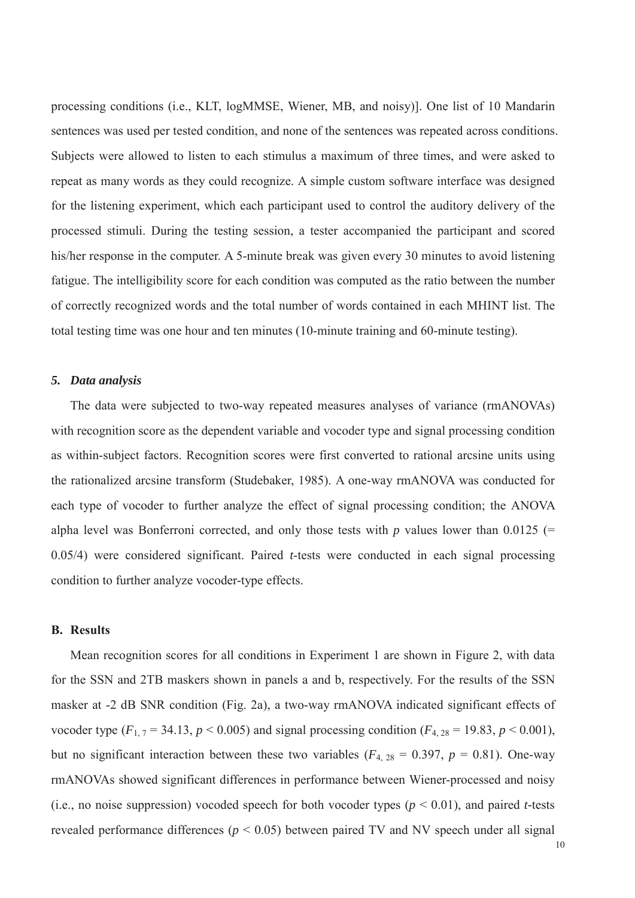processing conditions (i.e., KLT, logMMSE, Wiener, MB, and noisy)]. One list of 10 Mandarin sentences was used per tested condition, and none of the sentences was repeated across conditions. Subjects were allowed to listen to each stimulus a maximum of three times, and were asked to repeat as many words as they could recognize. A simple custom software interface was designed for the listening experiment, which each participant used to control the auditory delivery of the processed stimuli. During the testing session, a tester accompanied the participant and scored his/her response in the computer. A 5-minute break was given every 30 minutes to avoid listening fatigue. The intelligibility score for each condition was computed as the ratio between the number of correctly recognized words and the total number of words contained in each MHINT list. The total testing time was one hour and ten minutes (10-minute training and 60-minute testing).

### *5. Data analysis*

The data were subjected to two-way repeated measures analyses of variance (rmANOVAs) with recognition score as the dependent variable and vocoder type and signal processing condition as within-subject factors. Recognition scores were first converted to rational arcsine units using the rationalized arcsine transform (Studebaker, 1985). A one-way rmANOVA was conducted for each type of vocoder to further analyze the effect of signal processing condition; the ANOVA alpha level was Bonferroni corrected, and only those tests with $p$ values lower than 0.0125 (= 0.05/4) were considered significant. Paired $t$-tests were conducted in each signal processing condition to further analyze vocoder-type effects.

## **B. Results**

Mean recognition scores for all conditions in Experiment 1 are shown in Figure 2, with data for the SSN and 2TB maskers shown in panels a and b, respectively. For the results of the SSN masker at -2 dB SNR condition (Fig. 2a), a two-way rmANOVA indicated significant effects of vocoder type ($F_{1,7} = 34.13$, $p < 0.005$) and signal processing condition ($F_{4,28} = 19.83$, $p < 0.001$), but no significant interaction between these two variables ($F_{4,28} = 0.397$, $p = 0.81$). One-way rmANOVAs showed significant differences in performance between Wiener-processed and noisy (i.e., no noise suppression) vocoded speech for both vocoder types ($p < 0.01$), and paired $t$-tests revealed performance differences ($p < 0.05$) between paired TV and NV speech under all signal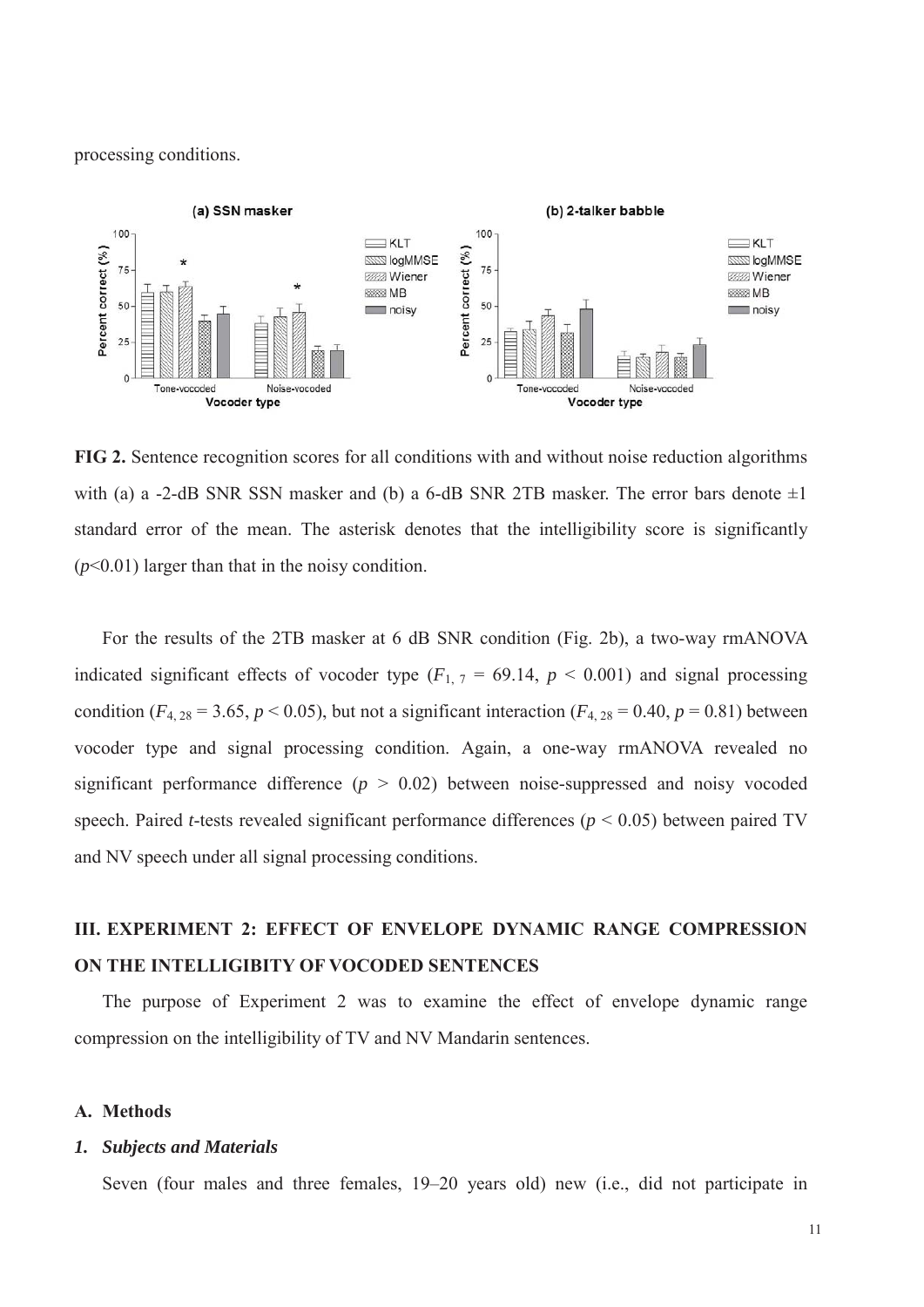processing conditions.

**FIG 2.** Sentence recognition scores for all conditions with and without noise reduction algorithms with (a) a -2-dB SNR SSN masker and (b) a 6-dB SNR 2TB masker. The error bars denote ±1 standard error of the mean. The asterisk denotes that the intelligibility score is significantly ($p$<0.01) larger than that in the noisy condition.

For the results of the 2TB masker at 6 dB SNR condition (Fig. 2b), a two-way rmANOVA indicated significant effects of vocoder type ($F_{1,7} = 69.14$, $p < 0.001$) and signal processing condition ($F_{4,28} = 3.65$, $p < 0.05$), but not a significant interaction ($F_{4,28} = 0.40$, $p = 0.81$) between vocoder type and signal processing condition. Again, a one-way rmANOVA revealed no significant performance difference ($p > 0.02$) between noise-suppressed and noisy vocoded speech. Paired $t$-tests revealed significant performance differences ($p < 0.05$) between paired TV and NV speech under all signal processing conditions.

## III. EXPERIMENT 2: EFFECT OF ENVELOPE DYNAMIC RANGE COMPRESSION ON THE INTELLIGIBITY OF VOCODED SENTENCES

The purpose of Experiment 2 was to examine the effect of envelope dynamic range compression on the intelligibility of TV and NV Mandarin sentences.

### A. Methods

#### *1. Subjects and Materials*

Seven (four males and three females, 19–20 years old) new (i.e., did not participate in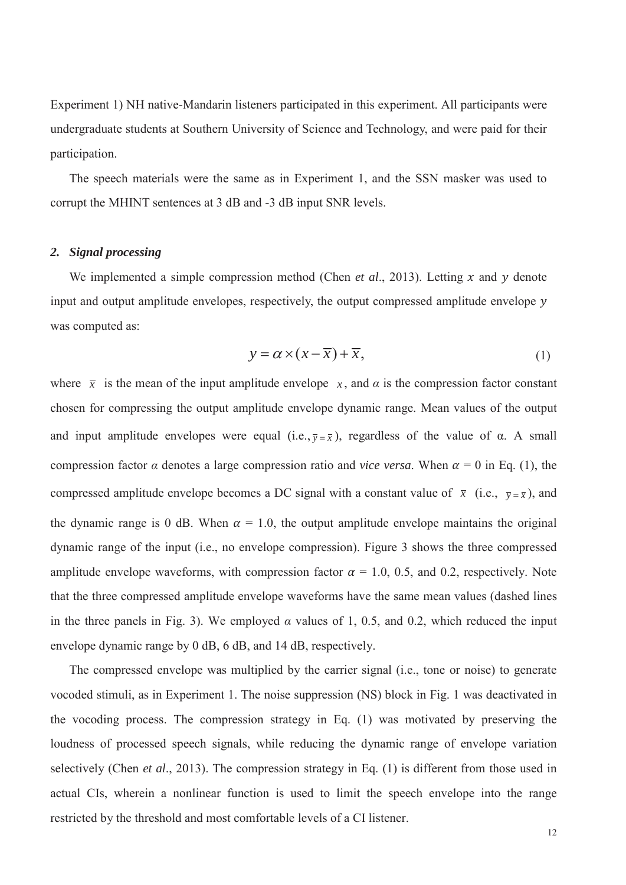Experiment 1) NH native-Mandarin listeners participated in this experiment. All participants were undergraduate students at Southern University of Science and Technology, and were paid for their participation.

The speech materials were the same as in Experiment 1, and the SSN masker was used to corrupt the MHINT sentences at 3 dB and -3 dB input SNR levels.

### *2. Signal processing*

We implemented a simple compression method (Chen *et al*., 2013). Letting $x$ and $y$ denote input and output amplitude envelopes, respectively, the output compressed amplitude envelope $y$ was computed as:

$$y = \alpha \times (x - \overline{x}) + \overline{x}, \tag{1}$$

where $\overline{x}$ is the mean of the input amplitude envelope $x$, and $\alpha$ is the compression factor constant chosen for compressing the output amplitude envelope dynamic range. Mean values of the output and input amplitude envelopes were equal (i.e., $\overline{y} = \overline{x}$), regardless of the value of α. A small compression factor $\alpha$ denotes a large compression ratio and *vice versa*. When $\alpha$ = 0 in Eq. (1), the compressed amplitude envelope becomes a DC signal with a constant value of $\overline{x}$ (i.e., $\overline{y} = \overline{x}$), and the dynamic range is 0 dB. When $\alpha$ = 1.0, the output amplitude envelope maintains the original dynamic range of the input (i.e., no envelope compression). Figure 3 shows the three compressed amplitude envelope waveforms, with compression factor $\alpha$ = 1.0, 0.5, and 0.2, respectively. Note that the three compressed amplitude envelope waveforms have the same mean values (dashed lines in the three panels in Fig. 3). We employed $\alpha$ values of 1, 0.5, and 0.2, which reduced the input envelope dynamic range by 0 dB, 6 dB, and 14 dB, respectively.

The compressed envelope was multiplied by the carrier signal (i.e., tone or noise) to generate vocoded stimuli, as in Experiment 1. The noise suppression (NS) block in Fig. 1 was deactivated in the vocoding process. The compression strategy in Eq. (1) was motivated by preserving the loudness of processed speech signals, while reducing the dynamic range of envelope variation selectively (Chen *et al*., 2013). The compression strategy in Eq. (1) is different from those used in actual CIs, wherein a nonlinear function is used to limit the speech envelope into the range restricted by the threshold and most comfortable levels of a CI listener.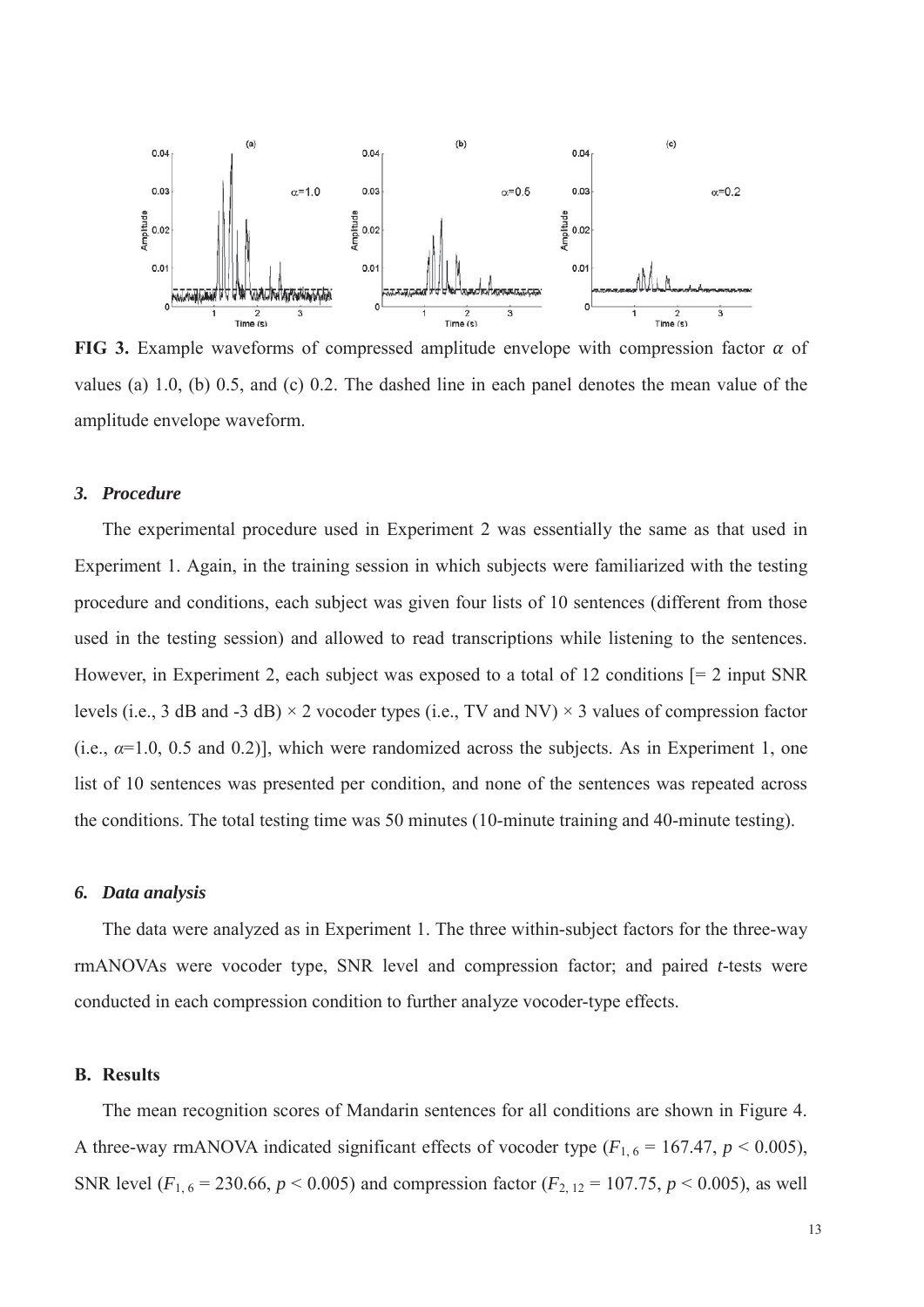**FIG 3.** Example waveforms of compressed amplitude envelope with compression factor $\alpha$ of values (a) 1.0, (b) 0.5, and (c) 0.2. The dashed line in each panel denotes the mean value of the amplitude envelope waveform.

### *3. Procedure*

The experimental procedure used in Experiment 2 was essentially the same as that used in Experiment 1. Again, in the training session in which subjects were familiarized with the testing procedure and conditions, each subject was given four lists of 10 sentences (different from those used in the testing session) and allowed to read transcriptions while listening to the sentences. However, in Experiment 2, each subject was exposed to a total of 12 conditions [= 2 input SNR levels (i.e., 3 dB and -3 dB) × 2 vocoder types (i.e., TV and NV) × 3 values of compression factor (i.e., $\alpha$=1.0, 0.5 and 0.2)], which were randomized across the subjects. As in Experiment 1, one list of 10 sentences was presented per condition, and none of the sentences was repeated across the conditions. The total testing time was 50 minutes (10-minute training and 40-minute testing).

### *6. Data analysis*

The data were analyzed as in Experiment 1. The three within-subject factors for the three-way rmANOVAs were vocoder type, SNR level and compression factor; and paired *t*-tests were conducted in each compression condition to further analyze vocoder-type effects.

## B. Results

The mean recognition scores of Mandarin sentences for all conditions are shown in Figure 4. A three-way rmANOVA indicated significant effects of vocoder type ($F_{1, 6}$ = 167.47, $p$ < 0.005), SNR level ($F_{1, 6}$ = 230.66, $p$ < 0.005) and compression factor ($F_{2, 12}$ = 107.75, $p$ < 0.005), as well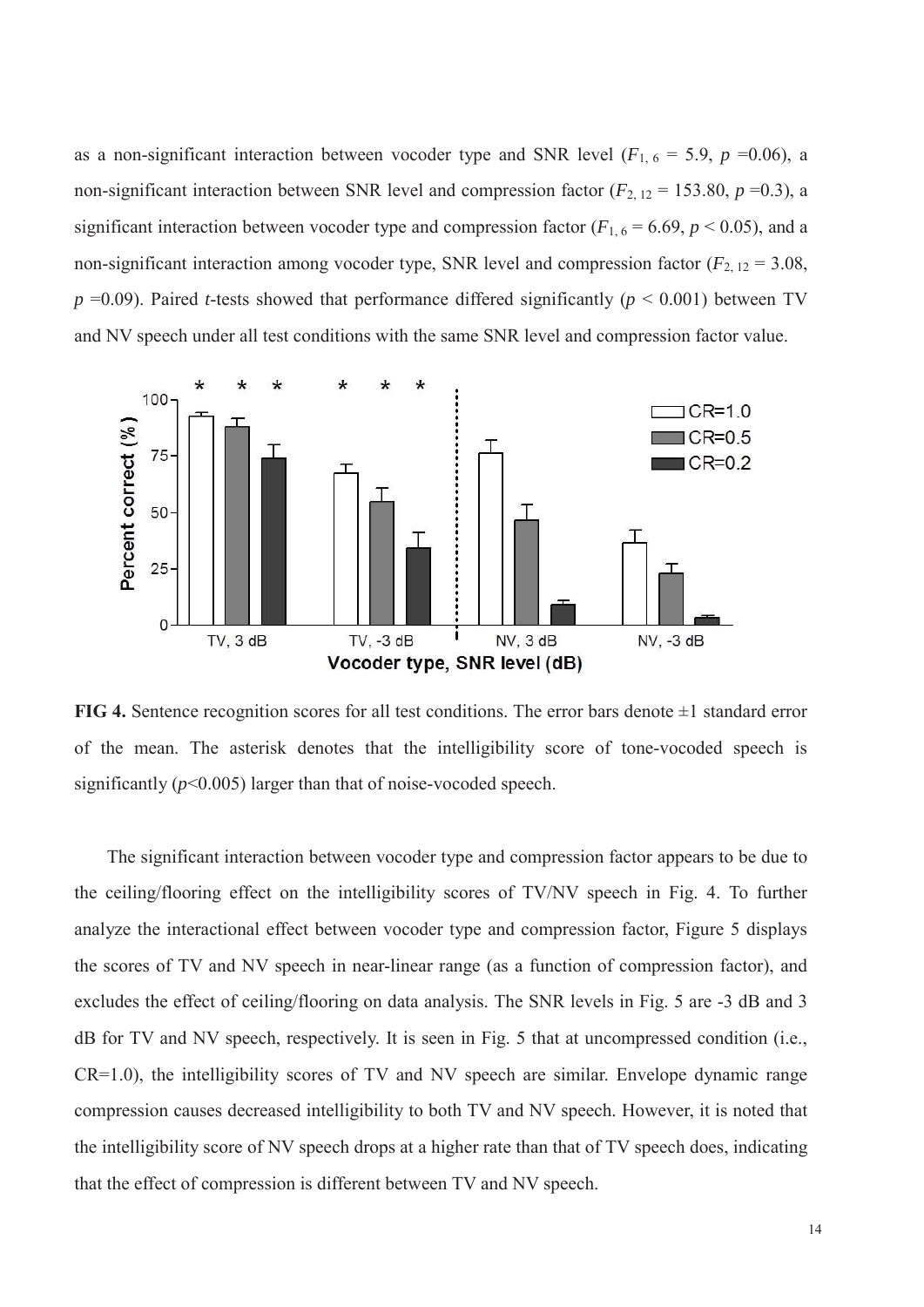as a non-significant interaction between vocoder type and SNR level ($F_{1, 6}$ = 5.9, $p$ =0.06), a non-significant interaction between SNR level and compression factor ($F_{2, 12}$ = 153.80, $p$ =0.3), a significant interaction between vocoder type and compression factor ($F_{1, 6}$ = 6.69, $p$ < 0.05), and a non-significant interaction among vocoder type, SNR level and compression factor ($F_{2, 12}$ = 3.08, $p$ =0.09). Paired $t$-tests showed that performance differed significantly ($p$ < 0.001) between TV and NV speech under all test conditions with the same SNR level and compression factor value.

**FIG 4.** Sentence recognition scores for all test conditions. The error bars denote ±1 standard error of the mean. The asterisk denotes that the intelligibility score of tone-vocoded speech is significantly ($p$<0.005) larger than that of noise-vocoded speech.

The significant interaction between vocoder type and compression factor appears to be due to the ceiling/flooring effect on the intelligibility scores of TV/NV speech in Fig. 4. To further analyze the interactional effect between vocoder type and compression factor, Figure 5 displays the scores of TV and NV speech in near-linear range (as a function of compression factor), and excludes the effect of ceiling/flooring on data analysis. The SNR levels in Fig. 5 are -3 dB and 3 dB for TV and NV speech, respectively. It is seen in Fig. 5 that at uncompressed condition (i.e., CR=1.0), the intelligibility scores of TV and NV speech are similar. Envelope dynamic range compression causes decreased intelligibility to both TV and NV speech. However, it is noted that the intelligibility score of NV speech drops at a higher rate than that of TV speech does, indicating that the effect of compression is different between TV and NV speech.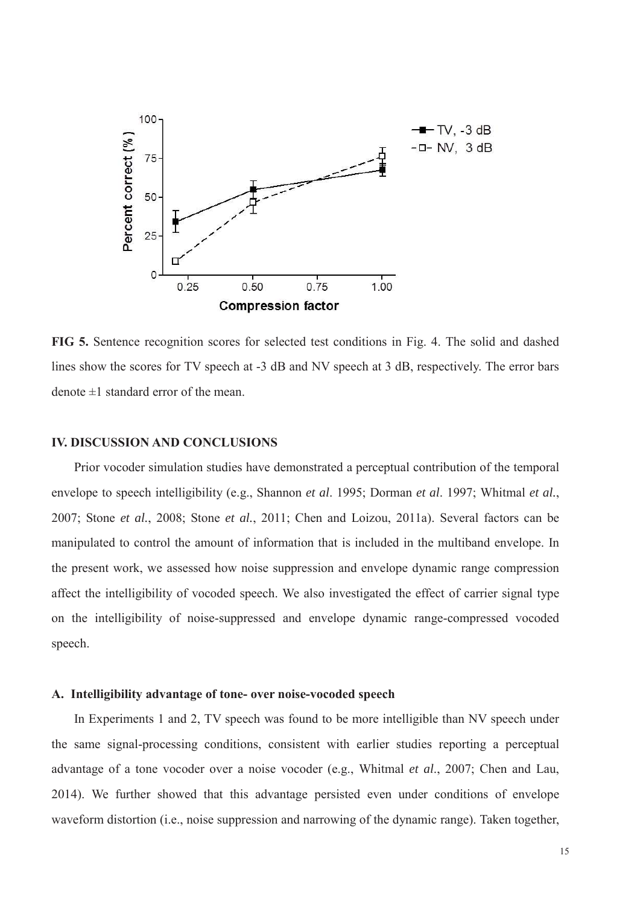**FIG 5.** Sentence recognition scores for selected test conditions in Fig. 4. The solid and dashed lines show the scores for TV speech at -3 dB and NV speech at 3 dB, respectively. The error bars denote ±1 standard error of the mean.

## IV. DISCUSSION AND CONCLUSIONS

Prior vocoder simulation studies have demonstrated a perceptual contribution of the temporal envelope to speech intelligibility (e.g., Shannon *et al*. 1995; Dorman *et al*. 1997; Whitmal *et al.*, 2007; Stone *et al.*, 2008; Stone *et al.*, 2011; Chen and Loizou, 2011a). Several factors can be manipulated to control the amount of information that is included in the multiband envelope. In the present work, we assessed how noise suppression and envelope dynamic range compression affect the intelligibility of vocoded speech. We also investigated the effect of carrier signal type on the intelligibility of noise-suppressed and envelope dynamic range-compressed vocoded speech.

### A. Intelligibility advantage of tone- over noise-vocoded speech

In Experiments 1 and 2, TV speech was found to be more intelligible than NV speech under the same signal-processing conditions, consistent with earlier studies reporting a perceptual advantage of a tone vocoder over a noise vocoder (e.g., Whitmal *et al*., 2007; Chen and Lau, 2014). We further showed that this advantage persisted even under conditions of envelope waveform distortion (i.e., noise suppression and narrowing of the dynamic range). Taken together,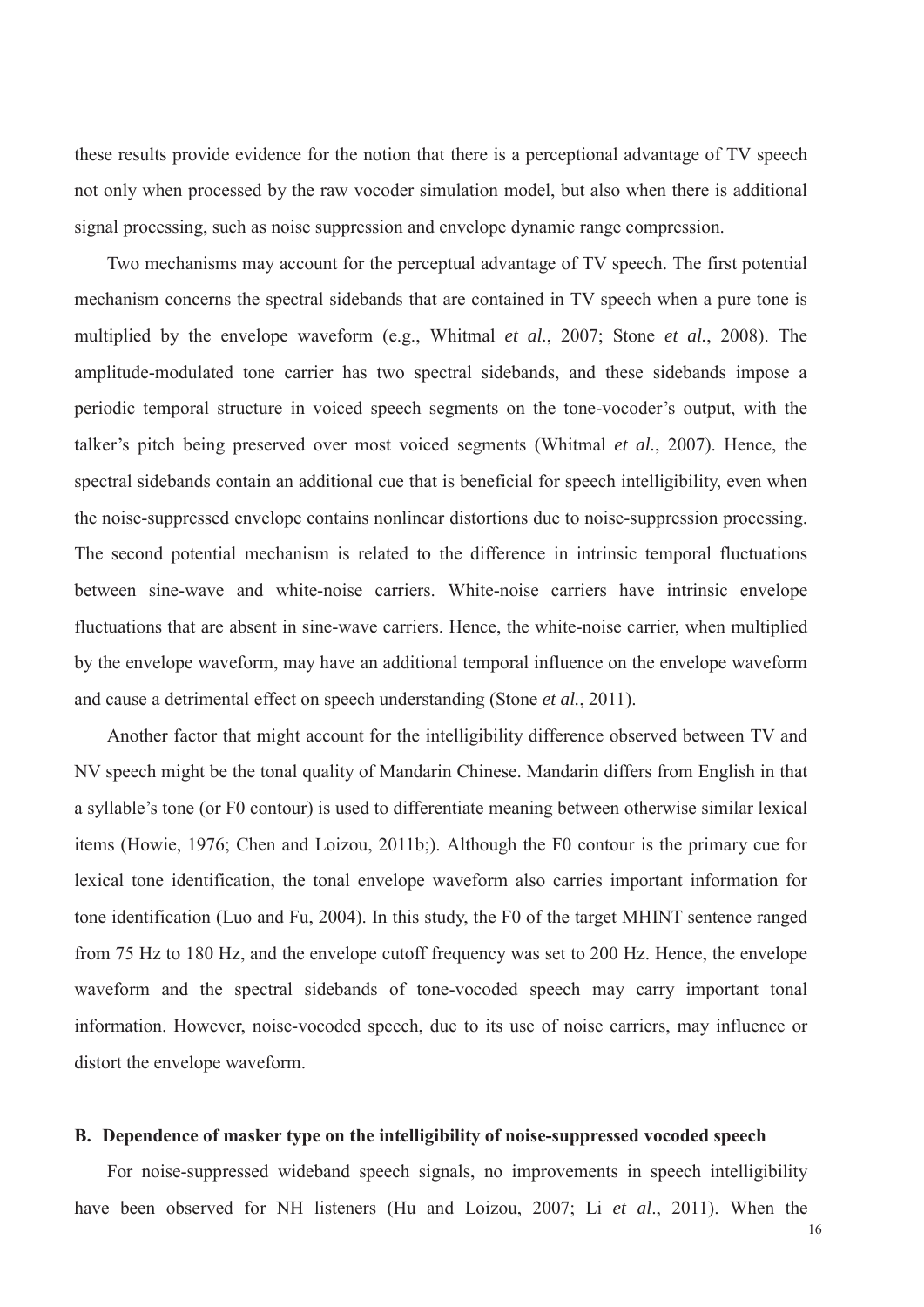these results provide evidence for the notion that there is a perceptional advantage of TV speech not only when processed by the raw vocoder simulation model, but also when there is additional signal processing, such as noise suppression and envelope dynamic range compression.

Two mechanisms may account for the perceptual advantage of TV speech. The first potential mechanism concerns the spectral sidebands that are contained in TV speech when a pure tone is multiplied by the envelope waveform (e.g., Whitmal *et al.*, 2007; Stone *et al.*, 2008). The amplitude-modulated tone carrier has two spectral sidebands, and these sidebands impose a periodic temporal structure in voiced speech segments on the tone-vocoder's output, with the talker's pitch being preserved over most voiced segments (Whitmal *et al.*, 2007). Hence, the spectral sidebands contain an additional cue that is beneficial for speech intelligibility, even when the noise-suppressed envelope contains nonlinear distortions due to noise-suppression processing. The second potential mechanism is related to the difference in intrinsic temporal fluctuations between sine-wave and white-noise carriers. White-noise carriers have intrinsic envelope fluctuations that are absent in sine-wave carriers. Hence, the white-noise carrier, when multiplied by the envelope waveform, may have an additional temporal influence on the envelope waveform and cause a detrimental effect on speech understanding (Stone *et al.*, 2011).

Another factor that might account for the intelligibility difference observed between TV and NV speech might be the tonal quality of Mandarin Chinese. Mandarin differs from English in that a syllable's tone (or F0 contour) is used to differentiate meaning between otherwise similar lexical items (Howie, 1976; Chen and Loizou, 2011b;). Although the F0 contour is the primary cue for lexical tone identification, the tonal envelope waveform also carries important information for tone identification (Luo and Fu, 2004). In this study, the F0 of the target MHINT sentence ranged from 75 Hz to 180 Hz, and the envelope cutoff frequency was set to 200 Hz. Hence, the envelope waveform and the spectral sidebands of tone-vocoded speech may carry important tonal information. However, noise-vocoded speech, due to its use of noise carriers, may influence or distort the envelope waveform.

### B. Dependence of masker type on the intelligibility of noise-suppressed vocoded speech

For noise-suppressed wideband speech signals, no improvements in speech intelligibility have been observed for NH listeners (Hu and Loizou, 2007; Li *et al*., 2011). When the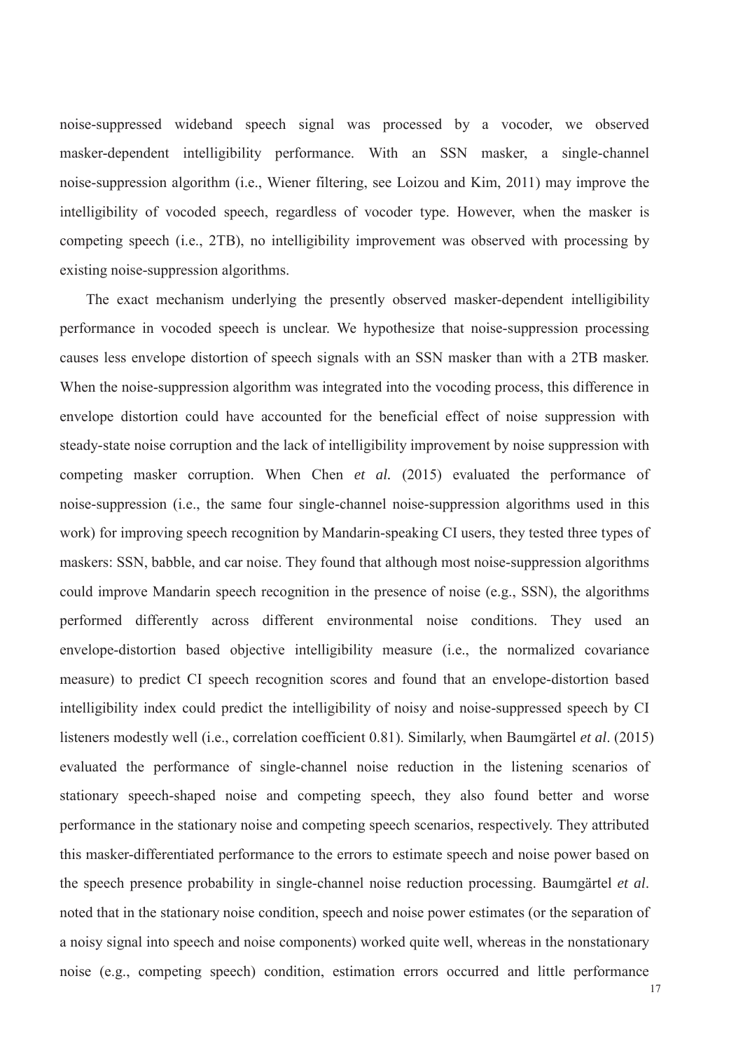noise-suppressed wideband speech signal was processed by a vocoder, we observed masker-dependent intelligibility performance. With an SSN masker, a single-channel noise-suppression algorithm (i.e., Wiener filtering, see Loizou and Kim, 2011) may improve the intelligibility of vocoded speech, regardless of vocoder type. However, when the masker is competing speech (i.e., 2TB), no intelligibility improvement was observed with processing by existing noise-suppression algorithms.

The exact mechanism underlying the presently observed masker-dependent intelligibility performance in vocoded speech is unclear. We hypothesize that noise-suppression processing causes less envelope distortion of speech signals with an SSN masker than with a 2TB masker. When the noise-suppression algorithm was integrated into the vocoding process, this difference in envelope distortion could have accounted for the beneficial effect of noise suppression with steady-state noise corruption and the lack of intelligibility improvement by noise suppression with competing masker corruption. When Chen *et al.* (2015) evaluated the performance of noise-suppression (i.e., the same four single-channel noise-suppression algorithms used in this work) for improving speech recognition by Mandarin-speaking CI users, they tested three types of maskers: SSN, babble, and car noise. They found that although most noise-suppression algorithms could improve Mandarin speech recognition in the presence of noise (e.g., SSN), the algorithms performed differently across different environmental noise conditions. They used an envelope-distortion based objective intelligibility measure (i.e., the normalized covariance measure) to predict CI speech recognition scores and found that an envelope-distortion based intelligibility index could predict the intelligibility of noisy and noise-suppressed speech by CI listeners modestly well (i.e., correlation coefficient 0.81). Similarly, when Baumgärtel *et al*. (2015) evaluated the performance of single-channel noise reduction in the listening scenarios of stationary speech-shaped noise and competing speech, they also found better and worse performance in the stationary noise and competing speech scenarios, respectively. They attributed this masker-differentiated performance to the errors to estimate speech and noise power based on the speech presence probability in single-channel noise reduction processing. Baumgärtel *et al*. noted that in the stationary noise condition, speech and noise power estimates (or the separation of a noisy signal into speech and noise components) worked quite well, whereas in the nonstationary noise (e.g., competing speech) condition, estimation errors occurred and little performance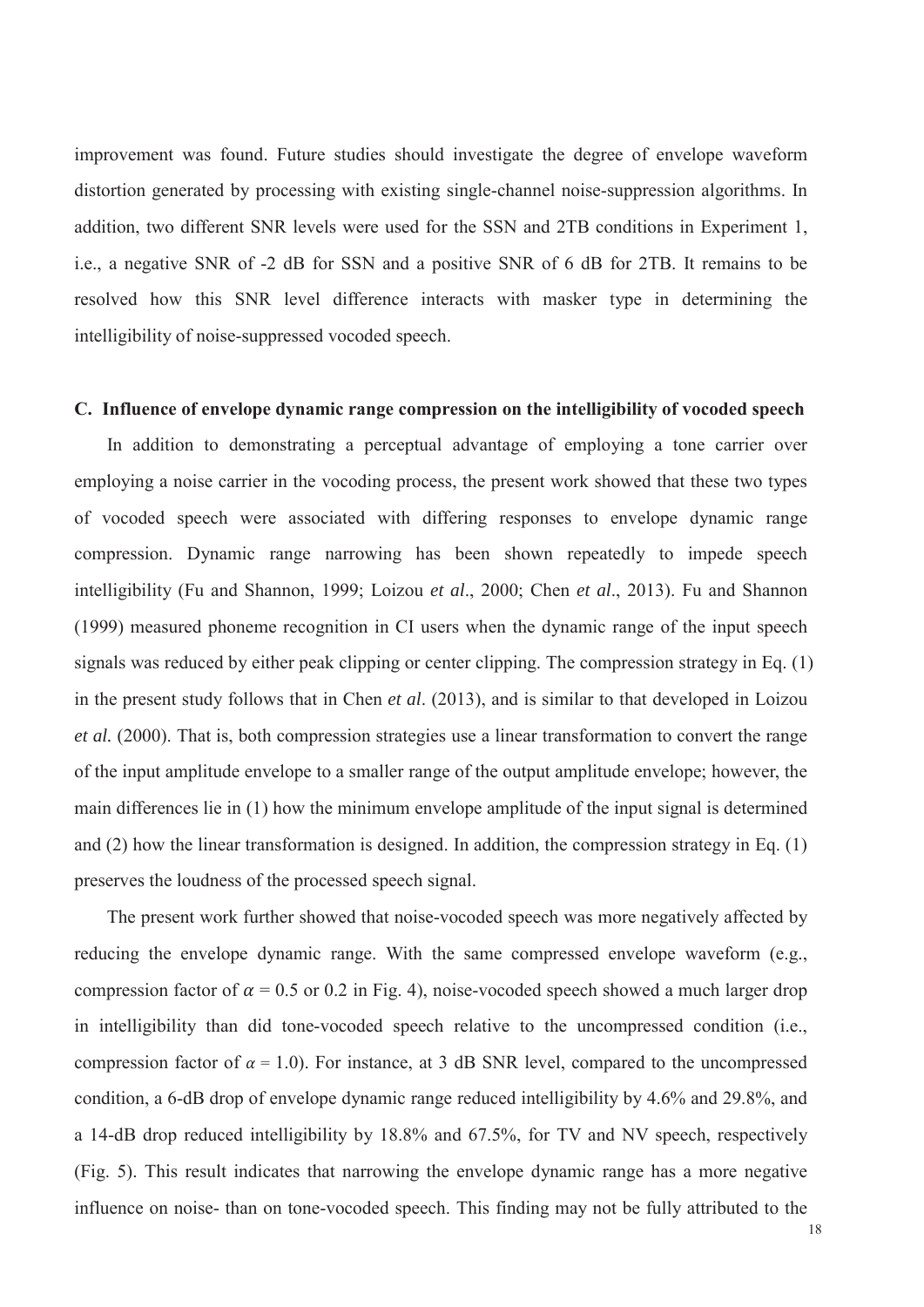improvement was found. Future studies should investigate the degree of envelope waveform distortion generated by processing with existing single-channel noise-suppression algorithms. In addition, two different SNR levels were used for the SSN and 2TB conditions in Experiment 1, i.e., a negative SNR of -2 dB for SSN and a positive SNR of 6 dB for 2TB. It remains to be resolved how this SNR level difference interacts with masker type in determining the intelligibility of noise-suppressed vocoded speech.

### C. Influence of envelope dynamic range compression on the intelligibility of vocoded speech

In addition to demonstrating a perceptual advantage of employing a tone carrier over employing a noise carrier in the vocoding process, the present work showed that these two types of vocoded speech were associated with differing responses to envelope dynamic range compression. Dynamic range narrowing has been shown repeatedly to impede speech intelligibility (Fu and Shannon, 1999; Loizou *et al*., 2000; Chen *et al*., 2013). Fu and Shannon (1999) measured phoneme recognition in CI users when the dynamic range of the input speech signals was reduced by either peak clipping or center clipping. The compression strategy in Eq. (1) in the present study follows that in Chen *et al*. (2013), and is similar to that developed in Loizou *et al.* (2000). That is, both compression strategies use a linear transformation to convert the range of the input amplitude envelope to a smaller range of the output amplitude envelope; however, the main differences lie in (1) how the minimum envelope amplitude of the input signal is determined and (2) how the linear transformation is designed. In addition, the compression strategy in Eq. (1) preserves the loudness of the processed speech signal.

The present work further showed that noise-vocoded speech was more negatively affected by reducing the envelope dynamic range. With the same compressed envelope waveform (e.g., compression factor of $\alpha$ = 0.5 or 0.2 in Fig. 4), noise-vocoded speech showed a much larger drop in intelligibility than did tone-vocoded speech relative to the uncompressed condition (i.e., compression factor of $\alpha$ = 1.0). For instance, at 3 dB SNR level, compared to the uncompressed condition, a 6-dB drop of envelope dynamic range reduced intelligibility by 4.6% and 29.8%, and a 14-dB drop reduced intelligibility by 18.8% and 67.5%, for TV and NV speech, respectively (Fig. 5). This result indicates that narrowing the envelope dynamic range has a more negative influence on noise- than on tone-vocoded speech. This finding may not be fully attributed to the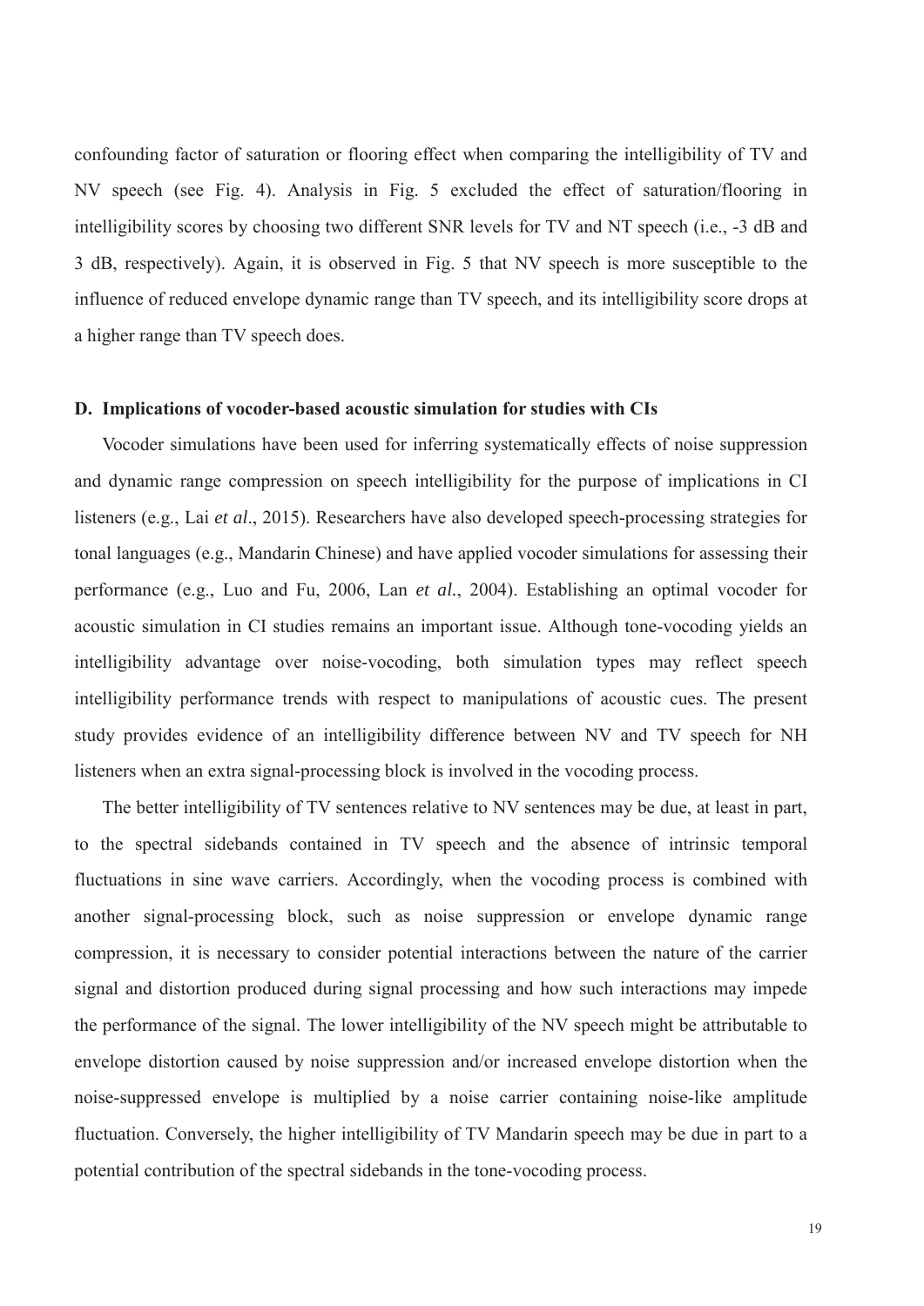confounding factor of saturation or flooring effect when comparing the intelligibility of TV and NV speech (see Fig. 4). Analysis in Fig. 5 excluded the effect of saturation/flooring in intelligibility scores by choosing two different SNR levels for TV and NT speech (i.e., -3 dB and 3 dB, respectively). Again, it is observed in Fig. 5 that NV speech is more susceptible to the influence of reduced envelope dynamic range than TV speech, and its intelligibility score drops at a higher range than TV speech does.

### D. Implications of vocoder-based acoustic simulation for studies with CIs

Vocoder simulations have been used for inferring systematically effects of noise suppression and dynamic range compression on speech intelligibility for the purpose of implications in CI listeners (e.g., Lai *et al*., 2015). Researchers have also developed speech-processing strategies for tonal languages (e.g., Mandarin Chinese) and have applied vocoder simulations for assessing their performance (e.g., Luo and Fu, 2006, Lan *et al.*, 2004). Establishing an optimal vocoder for acoustic simulation in CI studies remains an important issue. Although tone-vocoding yields an intelligibility advantage over noise-vocoding, both simulation types may reflect speech intelligibility performance trends with respect to manipulations of acoustic cues. The present study provides evidence of an intelligibility difference between NV and TV speech for NH listeners when an extra signal-processing block is involved in the vocoding process.

The better intelligibility of TV sentences relative to NV sentences may be due, at least in part, to the spectral sidebands contained in TV speech and the absence of intrinsic temporal fluctuations in sine wave carriers. Accordingly, when the vocoding process is combined with another signal-processing block, such as noise suppression or envelope dynamic range compression, it is necessary to consider potential interactions between the nature of the carrier signal and distortion produced during signal processing and how such interactions may impede the performance of the signal. The lower intelligibility of the NV speech might be attributable to envelope distortion caused by noise suppression and/or increased envelope distortion when the noise-suppressed envelope is multiplied by a noise carrier containing noise-like amplitude fluctuation. Conversely, the higher intelligibility of TV Mandarin speech may be due in part to a potential contribution of the spectral sidebands in the tone-vocoding process.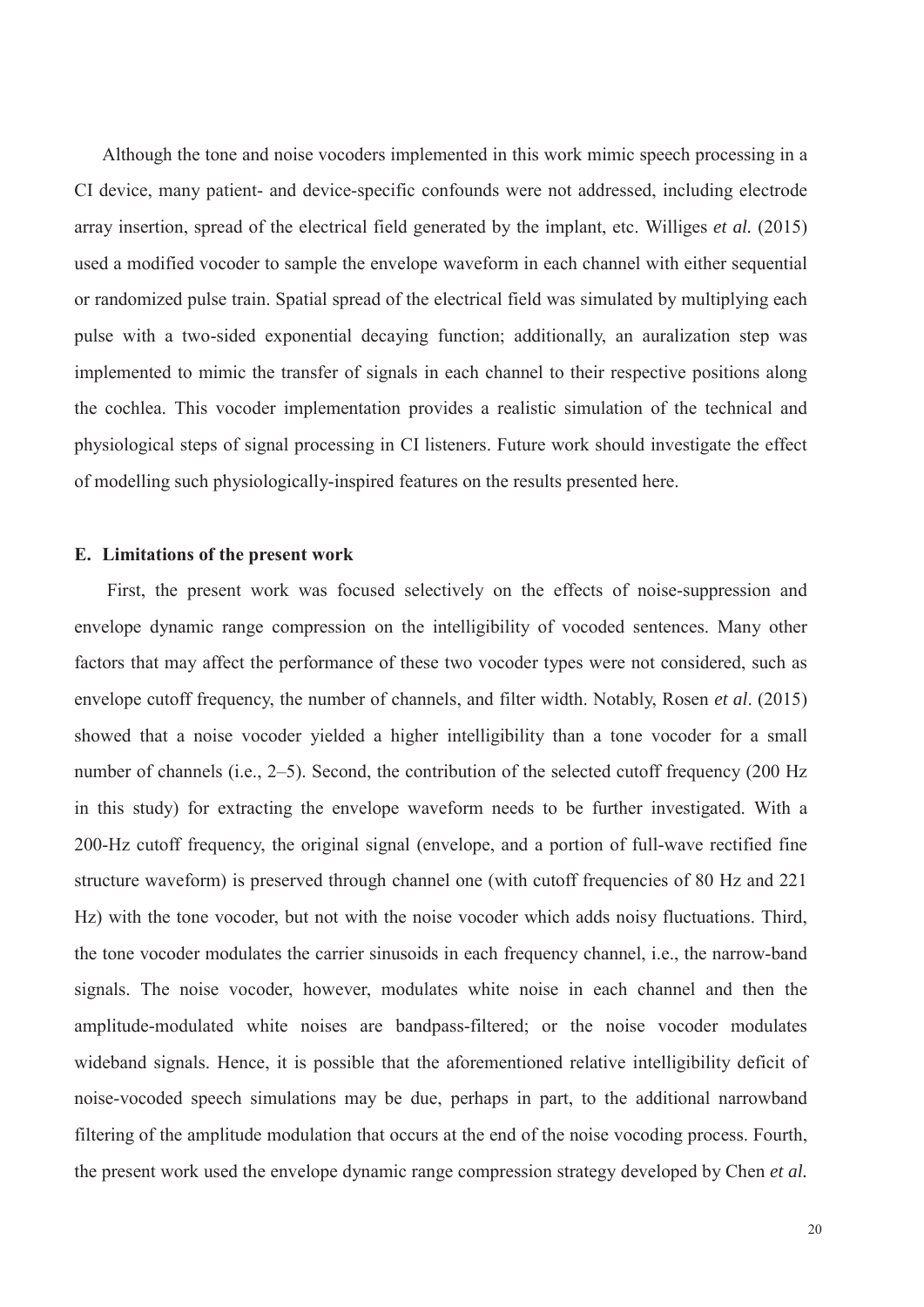Although the tone and noise vocoders implemented in this work mimic speech processing in a CI device, many patient- and device-specific confounds were not addressed, including electrode array insertion, spread of the electrical field generated by the implant, etc. Williges *et al.* (2015) used a modified vocoder to sample the envelope waveform in each channel with either sequential or randomized pulse train. Spatial spread of the electrical field was simulated by multiplying each pulse with a two-sided exponential decaying function; additionally, an auralization step was implemented to mimic the transfer of signals in each channel to their respective positions along the cochlea. This vocoder implementation provides a realistic simulation of the technical and physiological steps of signal processing in CI listeners. Future work should investigate the effect of modelling such physiologically-inspired features on the results presented here.

### E. Limitations of the present work

First, the present work was focused selectively on the effects of noise-suppression and envelope dynamic range compression on the intelligibility of vocoded sentences. Many other factors that may affect the performance of these two vocoder types were not considered, such as envelope cutoff frequency, the number of channels, and filter width. Notably, Rosen *et al*. (2015) showed that a noise vocoder yielded a higher intelligibility than a tone vocoder for a small number of channels (i.e., 2–5). Second, the contribution of the selected cutoff frequency (200 Hz in this study) for extracting the envelope waveform needs to be further investigated. With a 200-Hz cutoff frequency, the original signal (envelope, and a portion of full-wave rectified fine structure waveform) is preserved through channel one (with cutoff frequencies of 80 Hz and 221 Hz) with the tone vocoder, but not with the noise vocoder which adds noisy fluctuations. Third, the tone vocoder modulates the carrier sinusoids in each frequency channel, i.e., the narrow-band signals. The noise vocoder, however, modulates white noise in each channel and then the amplitude-modulated white noises are bandpass-filtered; or the noise vocoder modulates wideband signals. Hence, it is possible that the aforementioned relative intelligibility deficit of noise-vocoded speech simulations may be due, perhaps in part, to the additional narrowband filtering of the amplitude modulation that occurs at the end of the noise vocoding process. Fourth, the present work used the envelope dynamic range compression strategy developed by Chen *et al.*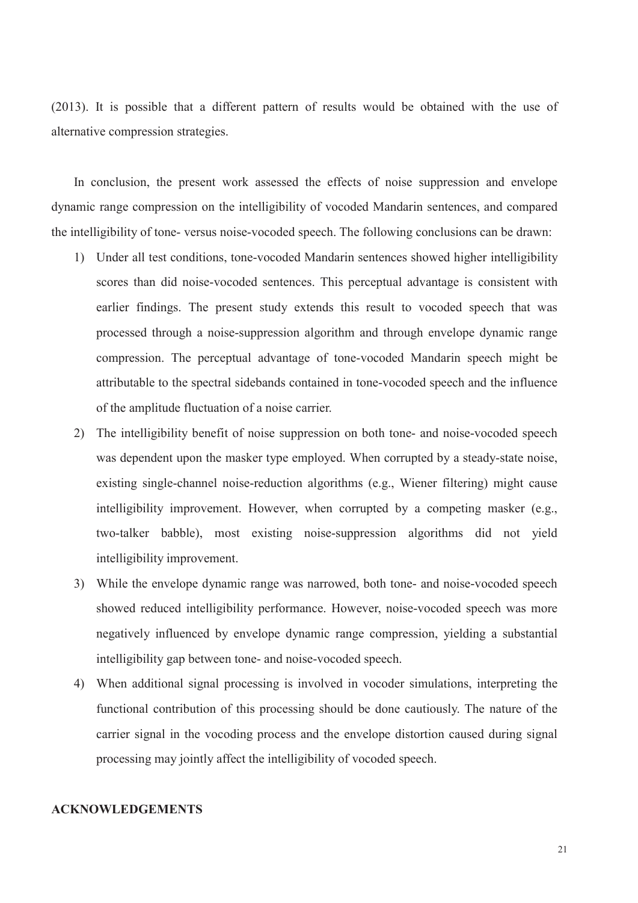(2013). It is possible that a different pattern of results would be obtained with the use of alternative compression strategies.

In conclusion, the present work assessed the effects of noise suppression and envelope dynamic range compression on the intelligibility of vocoded Mandarin sentences, and compared the intelligibility of tone- versus noise-vocoded speech. The following conclusions can be drawn:

1) Under all test conditions, tone-vocoded Mandarin sentences showed higher intelligibility scores than did noise-vocoded sentences. This perceptual advantage is consistent with earlier findings. The present study extends this result to vocoded speech that was processed through a noise-suppression algorithm and through envelope dynamic range compression. The perceptual advantage of tone-vocoded Mandarin speech might be attributable to the spectral sidebands contained in tone-vocoded speech and the influence of the amplitude fluctuation of a noise carrier.
2) The intelligibility benefit of noise suppression on both tone- and noise-vocoded speech was dependent upon the masker type employed. When corrupted by a steady-state noise, existing single-channel noise-reduction algorithms (e.g., Wiener filtering) might cause intelligibility improvement. However, when corrupted by a competing masker (e.g., two-talker babble), most existing noise-suppression algorithms did not yield intelligibility improvement.
3) While the envelope dynamic range was narrowed, both tone- and noise-vocoded speech showed reduced intelligibility performance. However, noise-vocoded speech was more negatively influenced by envelope dynamic range compression, yielding a substantial intelligibility gap between tone- and noise-vocoded speech.
4) When additional signal processing is involved in vocoder simulations, interpreting the functional contribution of this processing should be done cautiously. The nature of the carrier signal in the vocoding process and the envelope distortion caused during signal processing may jointly affect the intelligibility of vocoded speech.

## ACKNOWLEDGEMENTS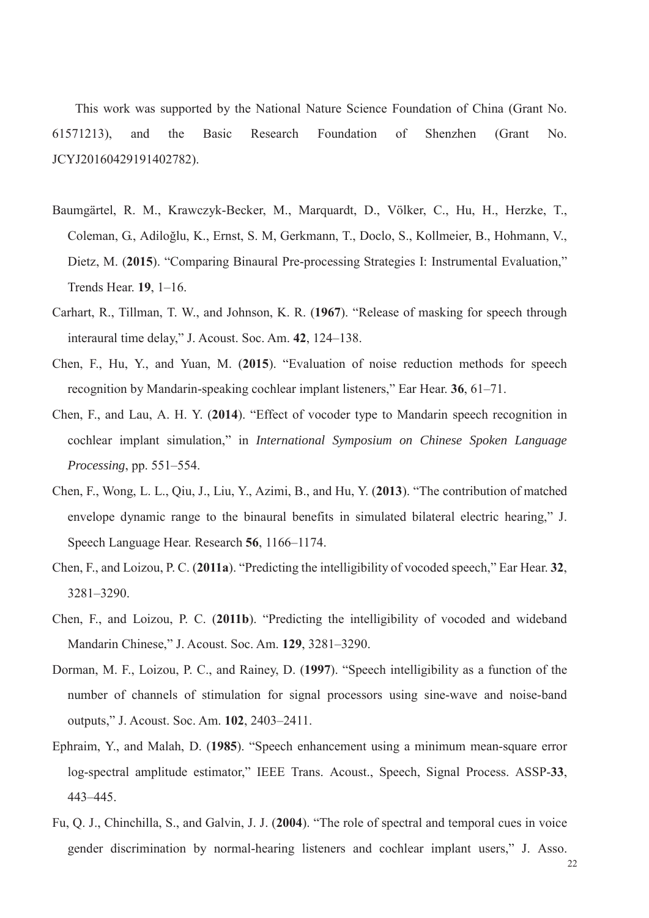This work was supported by the National Nature Science Foundation of China (Grant No. 61571213), and the Basic Research Foundation of Shenzhen (Grant No. JCYJ20160429191402782).

Baumgärtel, R. M., Krawczyk-Becker, M., Marquardt, D., Völker, C., Hu, H., Herzke, T., Coleman, G., Adiloğlu, K., Ernst, S. M, Gerkmann, T., Doclo, S., Kollmeier, B., Hohmann, V., Dietz, M. (**2015**). "Comparing Binaural Pre-processing Strategies I: Instrumental Evaluation," Trends Hear. **19**, 1–16.

Carhart, R., Tillman, T. W., and Johnson, K. R. (**1967**). "Release of masking for speech through interaural time delay," J. Acoust. Soc. Am. **42**, 124–138.

Chen, F., Hu, Y., and Yuan, M. (**2015**). "Evaluation of noise reduction methods for speech recognition by Mandarin-speaking cochlear implant listeners," Ear Hear. **36**, 61–71.

Chen, F., and Lau, A. H. Y. (**2014**). "Effect of vocoder type to Mandarin speech recognition in cochlear implant simulation," in *International Symposium on Chinese Spoken Language Processing*, pp. 551–554.

Chen, F., Wong, L. L., Qiu, J., Liu, Y., Azimi, B., and Hu, Y. (**2013**). "The contribution of matched envelope dynamic range to the binaural benefits in simulated bilateral electric hearing," J. Speech Language Hear. Research **56**, 1166–1174.

Chen, F., and Loizou, P. C. (**2011a**). "Predicting the intelligibility of vocoded speech," Ear Hear. **32**, 3281–3290.

Chen, F., and Loizou, P. C. (**2011b**). "Predicting the intelligibility of vocoded and wideband Mandarin Chinese," J. Acoust. Soc. Am. **129**, 3281–3290.

Dorman, M. F., Loizou, P. C., and Rainey, D. (**1997**). "Speech intelligibility as a function of the number of channels of stimulation for signal processors using sine-wave and noise-band outputs," J. Acoust. Soc. Am. **102**, 2403–2411.

Ephraim, Y., and Malah, D. (**1985**). "Speech enhancement using a minimum mean-square error log-spectral amplitude estimator," IEEE Trans. Acoust., Speech, Signal Process. ASSP-**33**, 443–445.

Fu, Q. J., Chinchilla, S., and Galvin, J. J. (**2004**). "The role of spectral and temporal cues in voice gender discrimination by normal-hearing listeners and cochlear implant users," J. Asso.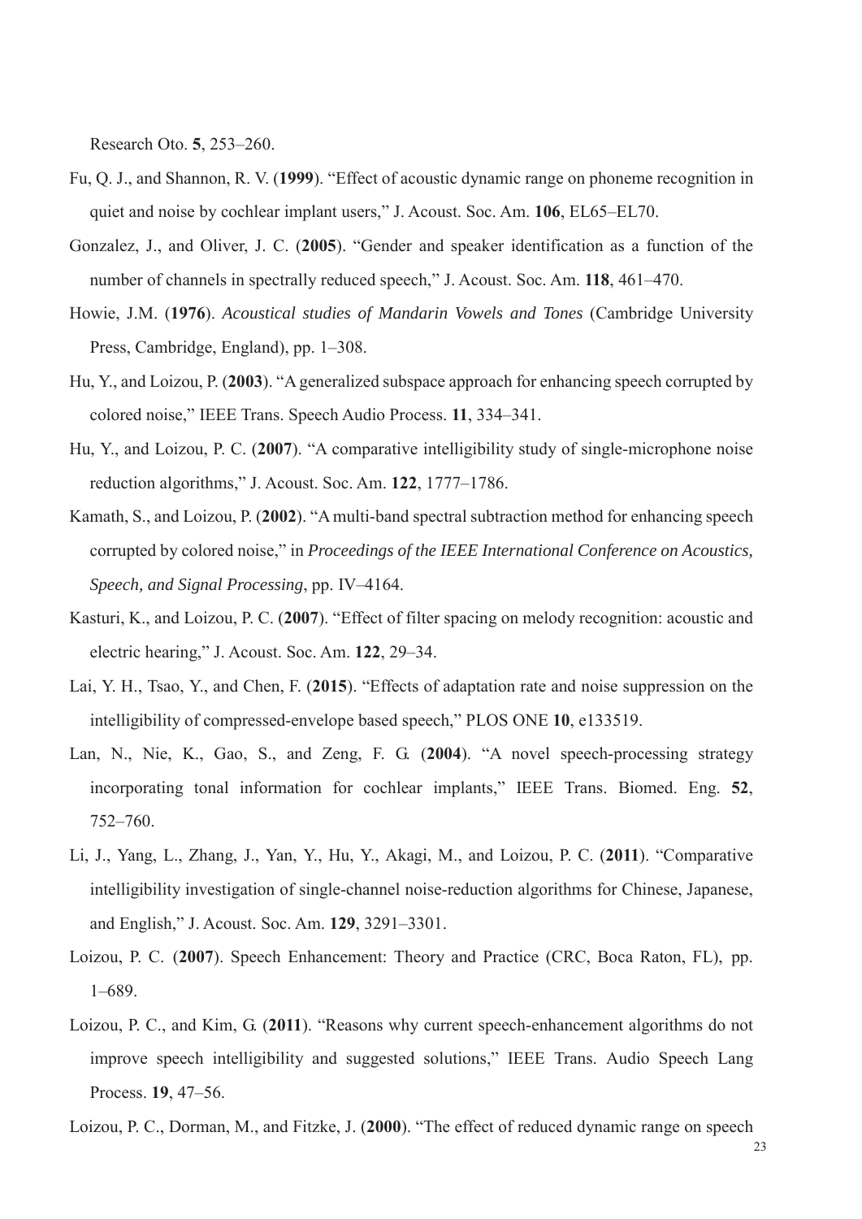Research Oto. **5**, 253–260.

Fu, Q. J., and Shannon, R. V. (**1999**). "Effect of acoustic dynamic range on phoneme recognition in quiet and noise by cochlear implant users," J. Acoust. Soc. Am. **106**, EL65–EL70.

Gonzalez, J., and Oliver, J. C. (**2005**). "Gender and speaker identification as a function of the number of channels in spectrally reduced speech," J. Acoust. Soc. Am. **118**, 461–470.

Howie, J.M. (**1976**). *Acoustical studies of Mandarin Vowels and Tones* (Cambridge University Press, Cambridge, England), pp. 1–308.

Hu, Y., and Loizou, P. (**2003**). "A generalized subspace approach for enhancing speech corrupted by colored noise," IEEE Trans. Speech Audio Process. **11**, 334–341.

Hu, Y., and Loizou, P. C. (**2007**). "A comparative intelligibility study of single-microphone noise reduction algorithms," J. Acoust. Soc. Am. **122**, 1777–1786.

Kamath, S., and Loizou, P. (**2002**). "A multi-band spectral subtraction method for enhancing speech corrupted by colored noise," in *Proceedings of the IEEE International Conference on Acoustics, Speech, and Signal Processing*, pp. IV–4164.

Kasturi, K., and Loizou, P. C. (**2007**). "Effect of filter spacing on melody recognition: acoustic and electric hearing," J. Acoust. Soc. Am. **122**, 29–34.

Lai, Y. H., Tsao, Y., and Chen, F. (**2015**). "Effects of adaptation rate and noise suppression on the intelligibility of compressed-envelope based speech," PLOS ONE **10**, e133519.

Lan, N., Nie, K., Gao, S., and Zeng, F. G. (**2004**). "A novel speech-processing strategy incorporating tonal information for cochlear implants," IEEE Trans. Biomed. Eng. **52**, 752–760.

Li, J., Yang, L., Zhang, J., Yan, Y., Hu, Y., Akagi, M., and Loizou, P. C. (**2011**). "Comparative intelligibility investigation of single-channel noise-reduction algorithms for Chinese, Japanese, and English," J. Acoust. Soc. Am. **129**, 3291–3301.

Loizou, P. C. (**2007**). Speech Enhancement: Theory and Practice (CRC, Boca Raton, FL), pp. 1–689.

Loizou, P. C., and Kim, G. (**2011**). "Reasons why current speech-enhancement algorithms do not improve speech intelligibility and suggested solutions," IEEE Trans. Audio Speech Lang Process. **19**, 47–56.

Loizou, P. C., Dorman, M., and Fitzke, J. (**2000**). "The effect of reduced dynamic range on speech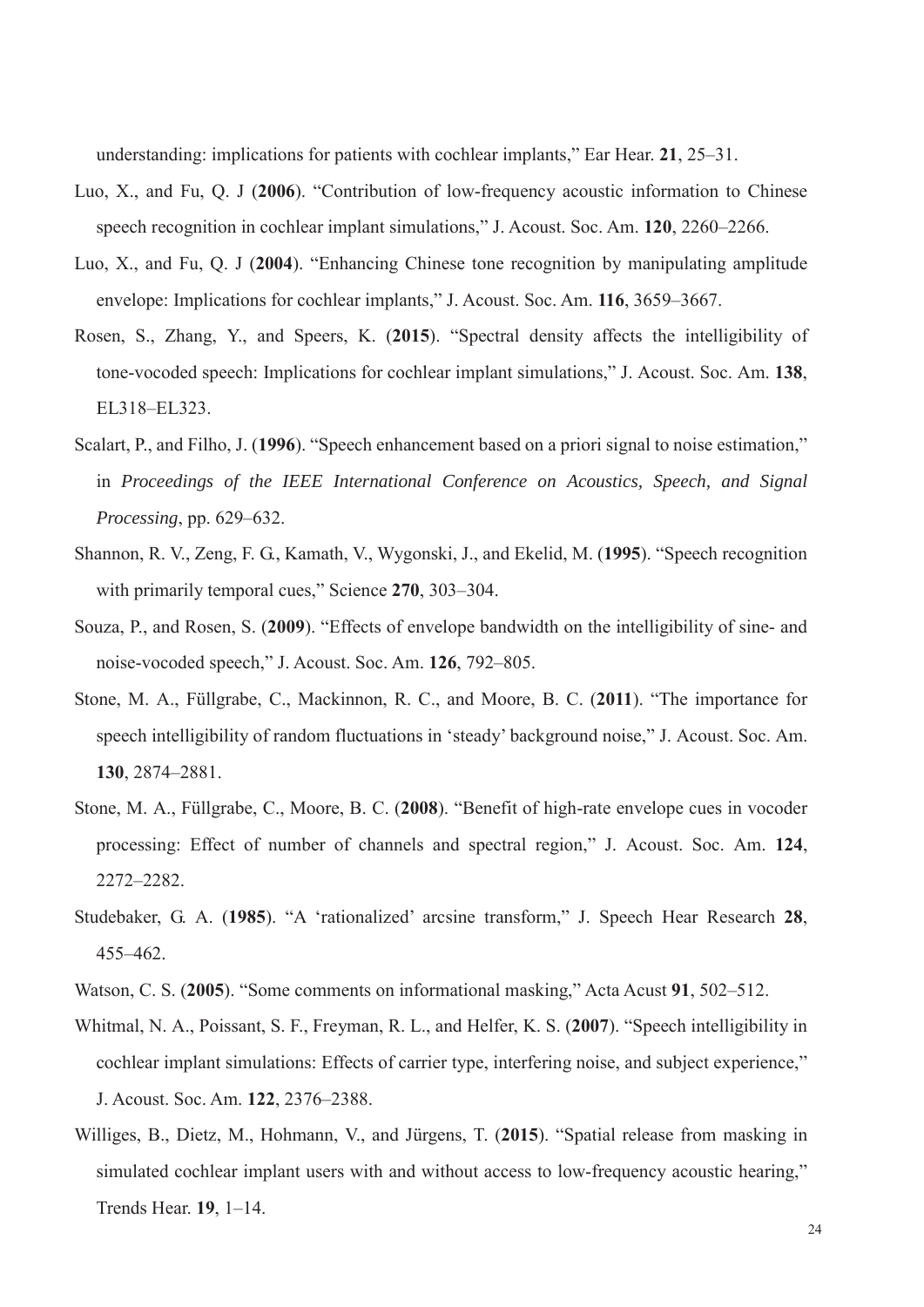understanding: implications for patients with cochlear implants," Ear Hear. **21**, 25–31.

Luo, X., and Fu, Q. J (**2006**). "Contribution of low-frequency acoustic information to Chinese speech recognition in cochlear implant simulations," J. Acoust. Soc. Am. **120**, 2260–2266.

Luo, X., and Fu, Q. J (**2004**). "Enhancing Chinese tone recognition by manipulating amplitude envelope: Implications for cochlear implants," J. Acoust. Soc. Am. **116**, 3659–3667.

Rosen, S., Zhang, Y., and Speers, K. (**2015**). "Spectral density affects the intelligibility of tone-vocoded speech: Implications for cochlear implant simulations," J. Acoust. Soc. Am. **138**, EL318–EL323.

Scalart, P., and Filho, J. (**1996**). "Speech enhancement based on a priori signal to noise estimation," in *Proceedings of the IEEE International Conference on Acoustics, Speech, and Signal Processing*, pp. 629–632.

Shannon, R. V., Zeng, F. G., Kamath, V., Wygonski, J., and Ekelid, M. (**1995**). "Speech recognition with primarily temporal cues," Science **270**, 303–304.

Souza, P., and Rosen, S. (**2009**). "Effects of envelope bandwidth on the intelligibility of sine- and noise-vocoded speech," J. Acoust. Soc. Am. **126**, 792–805.

Stone, M. A., Füllgrabe, C., Mackinnon, R. C., and Moore, B. C. (**2011**). "The importance for speech intelligibility of random fluctuations in 'steady' background noise," J. Acoust. Soc. Am. **130**, 2874–2881.

Stone, M. A., Füllgrabe, C., Moore, B. C. (**2008**). "Benefit of high-rate envelope cues in vocoder processing: Effect of number of channels and spectral region," J. Acoust. Soc. Am. **124**, 2272–2282.

Studebaker, G. A. (**1985**). "A 'rationalized' arcsine transform," J. Speech Hear Research **28**, 455–462.

Watson, C. S. (**2005**). "Some comments on informational masking," Acta Acust **91**, 502–512.

Whitmal, N. A., Poissant, S. F., Freyman, R. L., and Helfer, K. S. (**2007**). "Speech intelligibility in cochlear implant simulations: Effects of carrier type, interfering noise, and subject experience," J. Acoust. Soc. Am. **122**, 2376–2388.

Williges, B., Dietz, M., Hohmann, V., and Jürgens, T. (**2015**). "Spatial release from masking in simulated cochlear implant users with and without access to low-frequency acoustic hearing," Trends Hear. **19**, 1–14.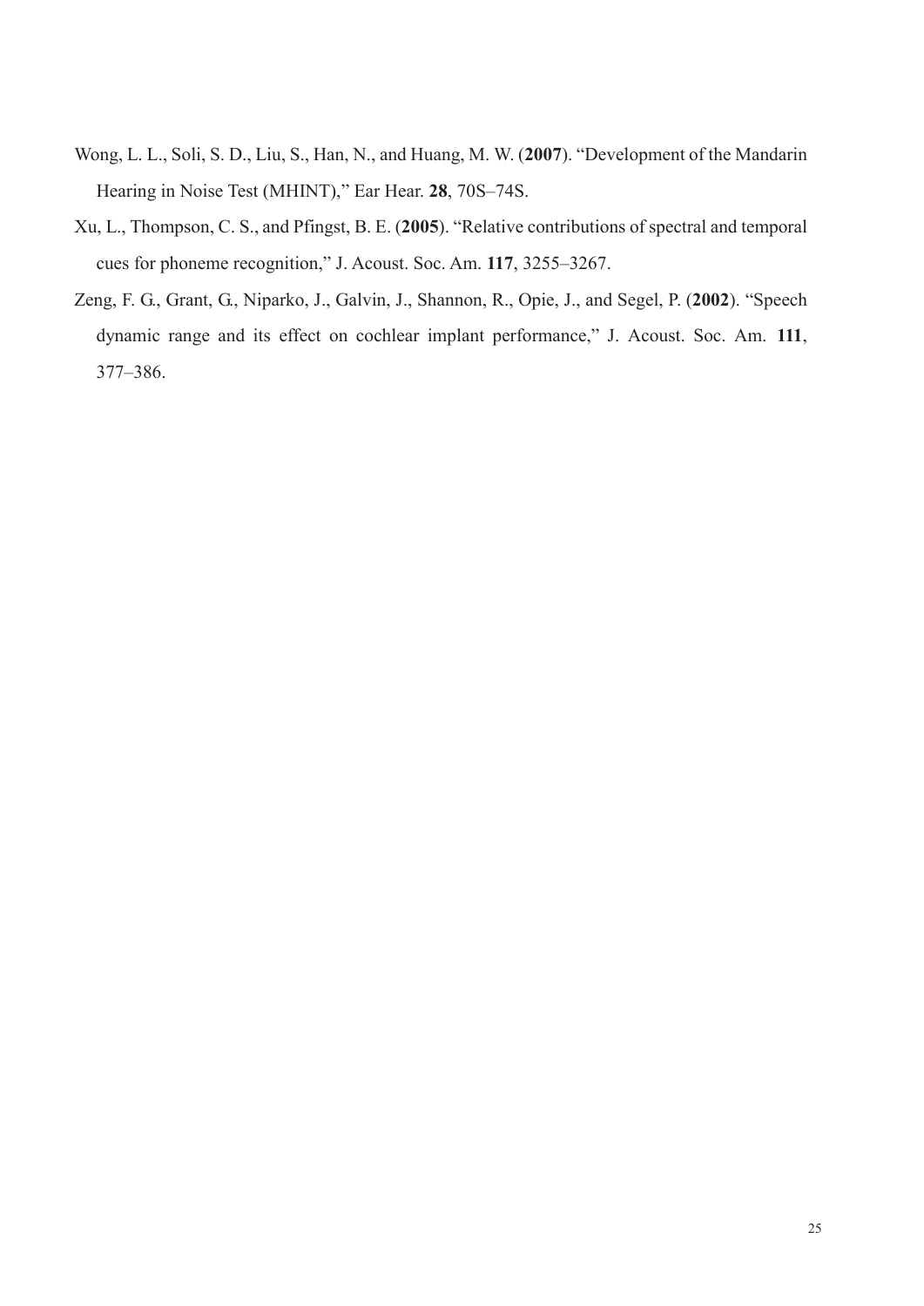Wong, L. L., Soli, S. D., Liu, S., Han, N., and Huang, M. W. (**2007**). "Development of the Mandarin Hearing in Noise Test (MHINT)," Ear Hear. **28**, 70S–74S.

Xu, L., Thompson, C. S., and Pfingst, B. E. (**2005**). "Relative contributions of spectral and temporal cues for phoneme recognition," J. Acoust. Soc. Am. **117**, 3255–3267.

Zeng, F. G., Grant, G., Niparko, J., Galvin, J., Shannon, R., Opie, J., and Segel, P. (**2002**). "Speech dynamic range and its effect on cochlear implant performance," J. Acoust. Soc. Am. **111**, 377–386.